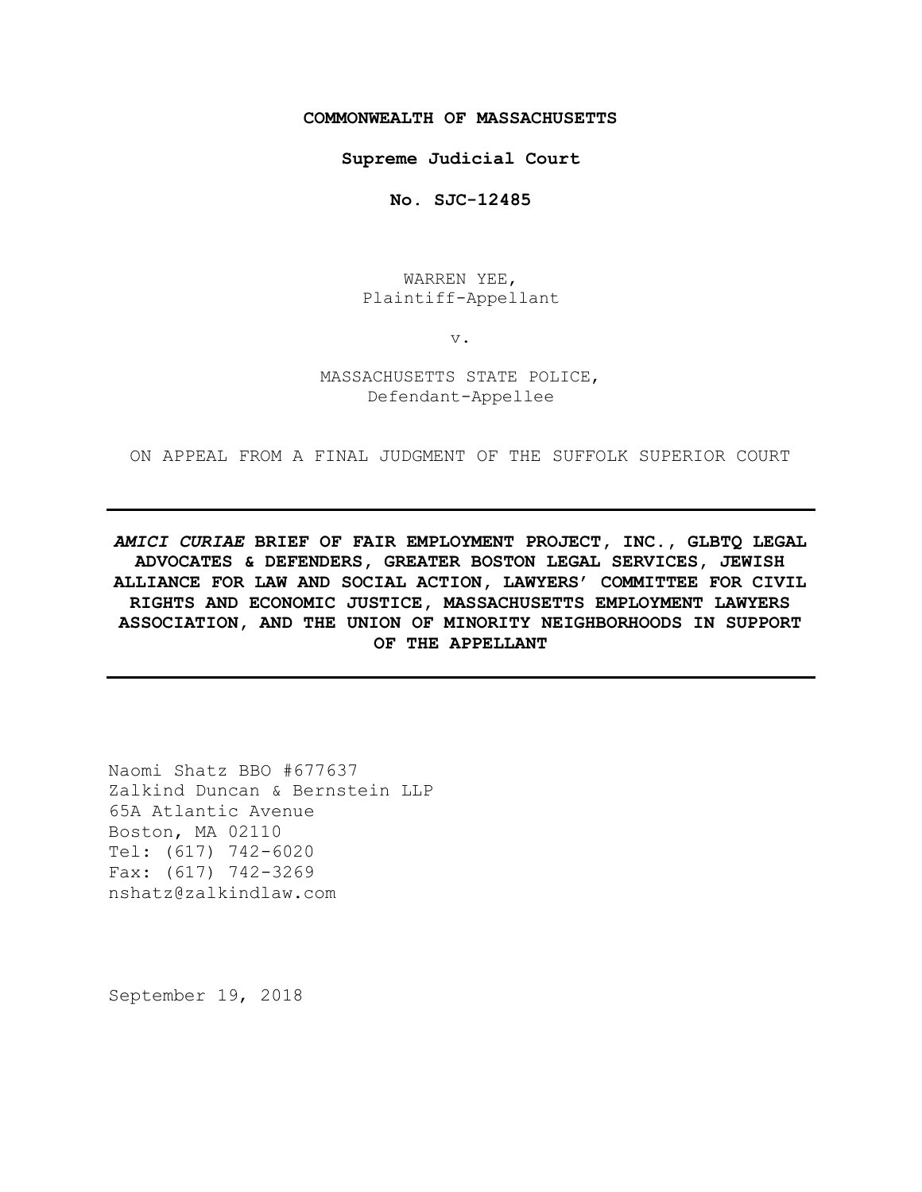**COMMONWEALTH OF MASSACHUSETTS**

**Supreme Judicial Court**

**No. SJC-12485**

WARREN YEE,
Plaintiff-Appellant

v.

MASSACHUSETTS STATE POLICE,
Defendant-Appellee

ON APPEAL FROM A FINAL JUDGMENT OF THE SUFFOLK SUPERIOR COURT

---

***AMICI CURIAE* BRIEF OF FAIR EMPLOYMENT PROJECT, INC., GLBTQ LEGAL ADVOCATES & DEFENDERS, GREATER BOSTON LEGAL SERVICES, JEWISH ALLIANCE FOR LAW AND SOCIAL ACTION, LAWYERS' COMMITTEE FOR CIVIL RIGHTS AND ECONOMIC JUSTICE, MASSACHUSETTS EMPLOYMENT LAWYERS ASSOCIATION, AND THE UNION OF MINORITY NEIGHBORHOODS IN SUPPORT OF THE APPELLANT**

---

Naomi Shatz BBO #677637
Zalkind Duncan & Bernstein LLP
65A Atlantic Avenue
Boston, MA 02110
Tel: (617) 742-6020
Fax: (617) 742-3269
nshatz@zalkindlaw.com

September 19, 2018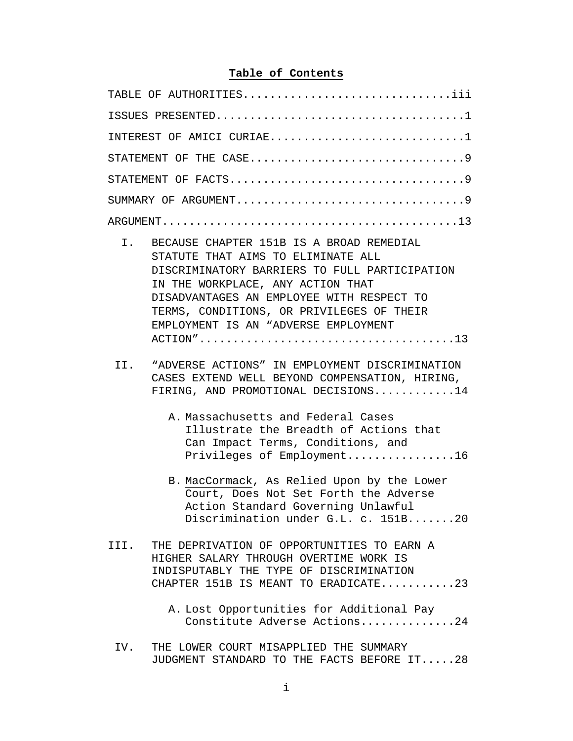# Table of Contents

TABLE OF AUTHORITIES.............................iii

ISSUES PRESENTED....................................1

INTEREST OF AMICI CURIAE............................1

STATEMENT OF THE CASE...............................9

STATEMENT OF FACTS..................................9

SUMMARY OF ARGUMENT.................................9

ARGUMENT...........................................13

I. BECAUSE CHAPTER 151B IS A BROAD REMEDIAL STATUTE THAT AIMS TO ELIMINATE ALL DISCRIMINATORY BARRIERS TO FULL PARTICIPATION IN THE WORKPLACE, ANY ACTION THAT DISADVANTAGES AN EMPLOYEE WITH RESPECT TO TERMS, CONDITIONS, OR PRIVILEGES OF THEIR EMPLOYMENT IS AN "ADVERSE EMPLOYMENT ACTION"....................................13

II. "ADVERSE ACTIONS" IN EMPLOYMENT DISCRIMINATION CASES EXTEND WELL BEYOND COMPENSATION, HIRING, FIRING, AND PROMOTIONAL DECISIONS............14

   A. Massachusetts and Federal Cases Illustrate the Breadth of Actions that Can Impact Terms, Conditions, and Privileges of Employment................16

   B. MacCormack, As Relied Upon by the Lower Court, Does Not Set Forth the Adverse Action Standard Governing Unlawful Discrimination under G.L. c. 151B.......20

III. THE DEPRIVATION OF OPPORTUNITIES TO EARN A HIGHER SALARY THROUGH OVERTIME WORK IS INDISPUTABLY THE TYPE OF DISCRIMINATION CHAPTER 151B IS MEANT TO ERADICATE...........23

   A. Lost Opportunities for Additional Pay Constitute Adverse Actions..............24

IV. THE LOWER COURT MISAPPLIED THE SUMMARY JUDGMENT STANDARD TO THE FACTS BEFORE IT.....28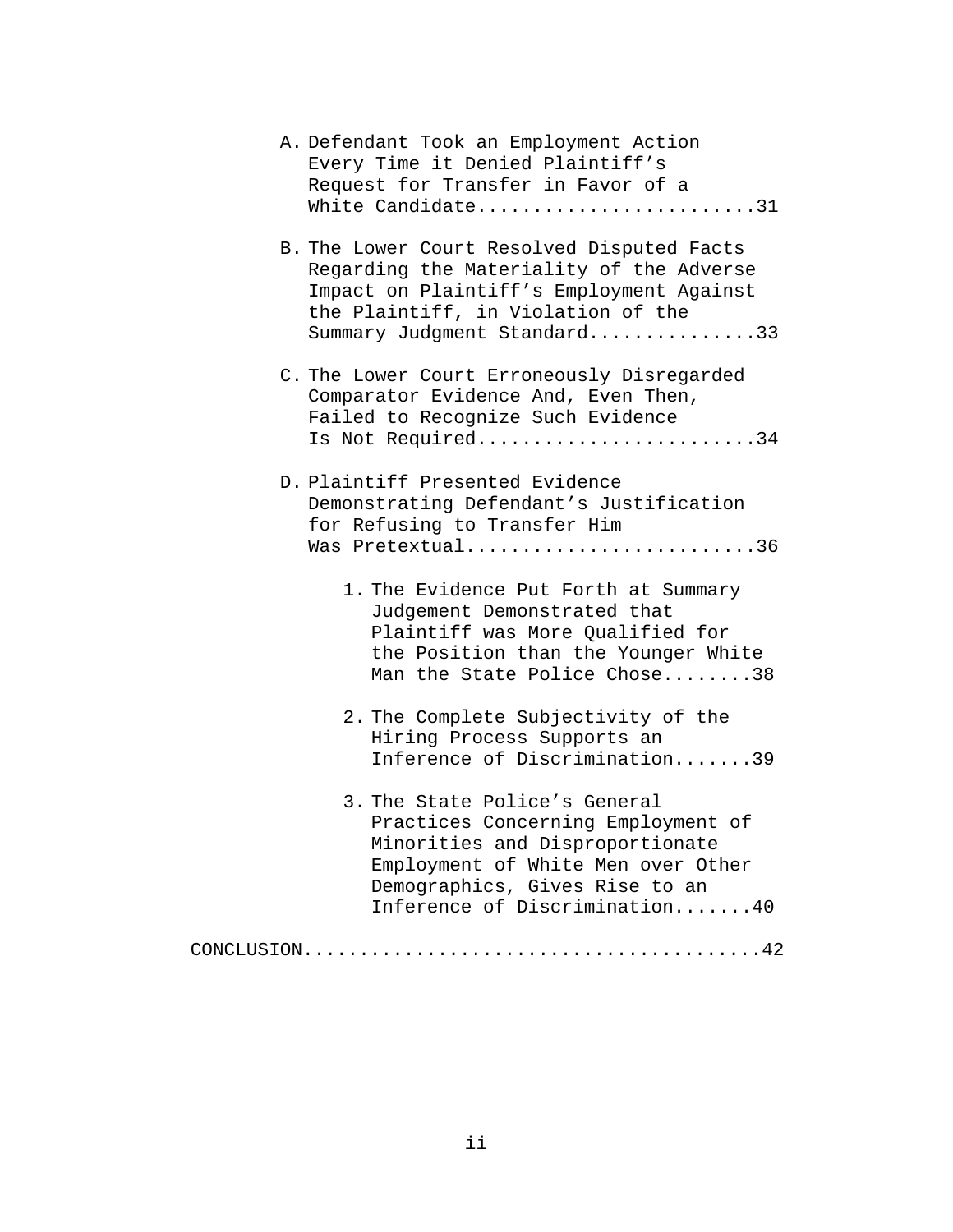A. Defendant Took an Employment Action Every Time it Denied Plaintiff's Request for Transfer in Favor of a White Candidate........................31

B. The Lower Court Resolved Disputed Facts Regarding the Materiality of the Adverse Impact on Plaintiff's Employment Against the Plaintiff, in Violation of the Summary Judgment Standard...............33

C. The Lower Court Erroneously Disregarded Comparator Evidence And, Even Then, Failed to Recognize Such Evidence Is Not Required........................34

D. Plaintiff Presented Evidence Demonstrating Defendant's Justification for Refusing to Transfer Him Was Pretextual.........................36

   1. The Evidence Put Forth at Summary Judgement Demonstrated that Plaintiff was More Qualified for the Position than the Younger White Man the State Police Chose........38

   2. The Complete Subjectivity of the Hiring Process Supports an Inference of Discrimination.......39

   3. The State Police's General Practices Concerning Employment of Minorities and Disproportionate Employment of White Men over Other Demographics, Gives Rise to an Inference of Discrimination.......40

CONCLUSION.........................................42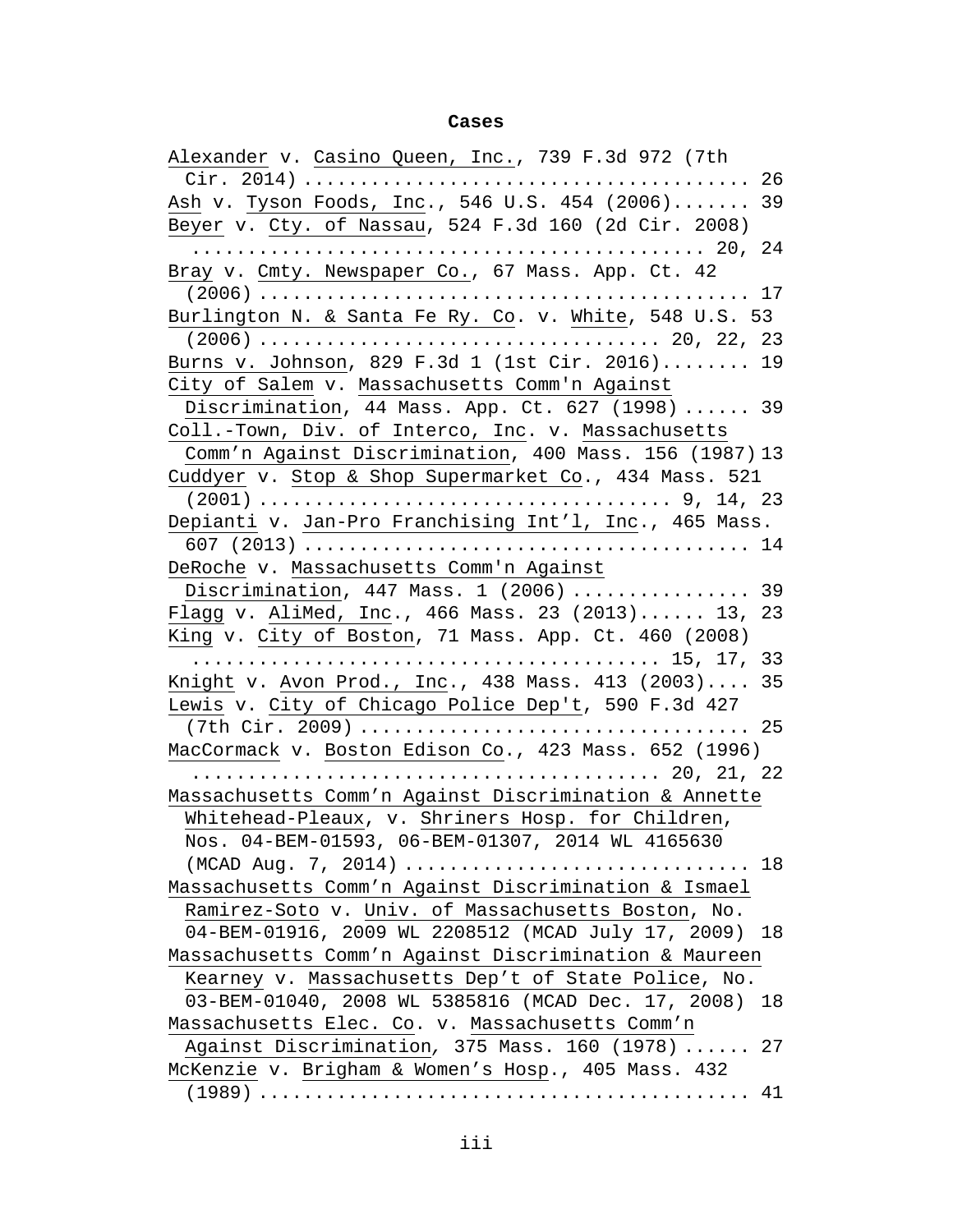## Cases

Alexander v. Casino Queen, Inc., 739 F.3d 972 (7th Cir. 2014) ........................................ 26

Ash v. Tyson Foods, Inc., 546 U.S. 454 (2006)....... 39

Beyer v. Cty. of Nassau, 524 F.3d 160 (2d Cir. 2008) .............................................. 20, 24

Bray v. Cmty. Newspaper Co., 67 Mass. App. Ct. 42 (2006) ............................................ 17

Burlington N. & Santa Fe Ry. Co. v. White, 548 U.S. 53 (2006) .................................. 20, 22, 23

Burns v. Johnson, 829 F.3d 1 (1st Cir. 2016)........ 19

City of Salem v. Massachusetts Comm'n Against Discrimination, 44 Mass. App. Ct. 627 (1998) ...... 39

Coll.-Town, Div. of Interco, Inc. v. Massachusetts Comm'n Against Discrimination, 400 Mass. 156 (1987) 13

Cuddyer v. Stop & Shop Supermarket Co., 434 Mass. 521 (2001) .................................... 9, 14, 23

Depianti v. Jan-Pro Franchising Int'l, Inc., 465 Mass. 607 (2013) ....................................... 14

DeRoche v. Massachusetts Comm'n Against Discrimination, 447 Mass. 1 (2006) ................ 39

Flagg v. AliMed, Inc., 466 Mass. 23 (2013)...... 13, 23

King v. City of Boston, 71 Mass. App. Ct. 460 (2008) ........................................ 15, 17, 33

Knight v. Avon Prod., Inc., 438 Mass. 413 (2003).... 35

Lewis v. City of Chicago Police Dep't, 590 F.3d 427 (7th Cir. 2009) ................................. 25

MacCormack v. Boston Edison Co., 423 Mass. 652 (1996) ........................................ 20, 21, 22

Massachusetts Comm'n Against Discrimination & Annette Whitehead-Pleaux, v. Shriners Hosp. for Children, Nos. 04-BEM-01593, 06-BEM-01307, 2014 WL 4165630 (MCAD Aug. 7, 2014) ............................. 18

Massachusetts Comm'n Against Discrimination & Ismael Ramirez-Soto v. Univ. of Massachusetts Boston, No. 04-BEM-01916, 2009 WL 2208512 (MCAD July 17, 2009) 18

Massachusetts Comm'n Against Discrimination & Maureen Kearney v. Massachusetts Dep't of State Police, No. 03-BEM-01040, 2008 WL 5385816 (MCAD Dec. 17, 2008) 18

Massachusetts Elec. Co. v. Massachusetts Comm'n Against Discrimination, 375 Mass. 160 (1978) ...... 27

McKenzie v. Brigham & Women's Hosp., 405 Mass. 432 (1989) ........................................... 41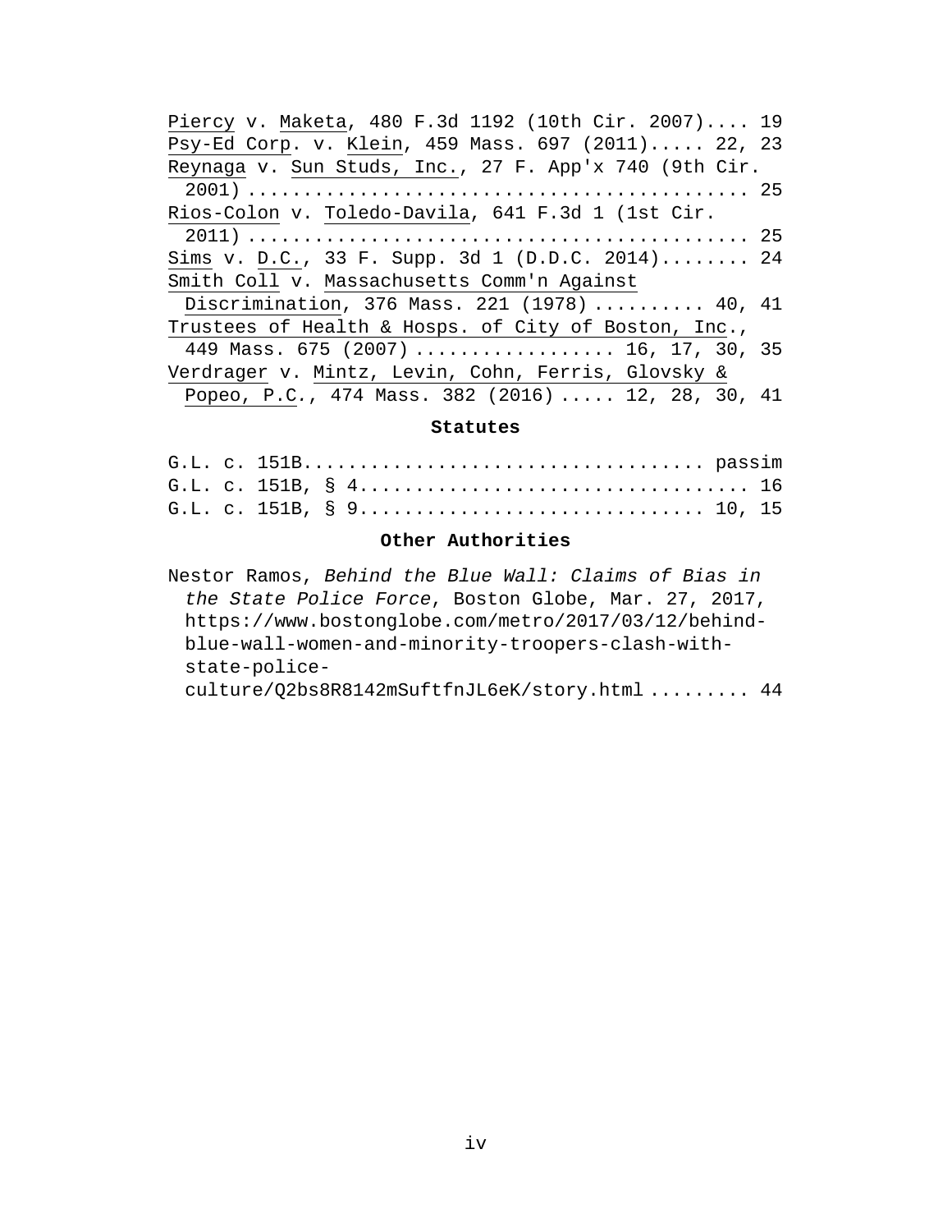Piercy v. Maketa, 480 F.3d 1192 (10th Cir. 2007).... 19

Psy-Ed Corp. v. Klein, 459 Mass. 697 (2011)..... 22, 23

Reynaga v. Sun Studs, Inc., 27 F. App'x 740 (9th Cir. 2001) ............................................ 25

Rios-Colon v. Toledo-Davila, 641 F.3d 1 (1st Cir. 2011) ............................................ 25

Sims v. D.C., 33 F. Supp. 3d 1 (D.D.C. 2014)........ 24

Smith Coll v. Massachusetts Comm'n Against Discrimination, 376 Mass. 221 (1978) .......... 40, 41

Trustees of Health & Hosps. of City of Boston, Inc., 449 Mass. 675 (2007) .................. 16, 17, 30, 35

Verdrager v. Mintz, Levin, Cohn, Ferris, Glovsky & Popeo, P.C., 474 Mass. 382 (2016) ..... 12, 28, 30, 41

## Statutes

G.L. c. 151B.................................... passim

G.L. c. 151B, § 4................................... 16

G.L. c. 151B, § 9.............................. 10, 15

## Other Authorities

Nestor Ramos, *Behind the Blue Wall: Claims of Bias in the State Police Force*, Boston Globe, Mar. 27, 2017, https://www.bostonglobe.com/metro/2017/03/12/behind-blue-wall-women-and-minority-troopers-clash-with-state-police-culture/Q2bs8R8142mSuftfnJL6eK/story.html ......... 44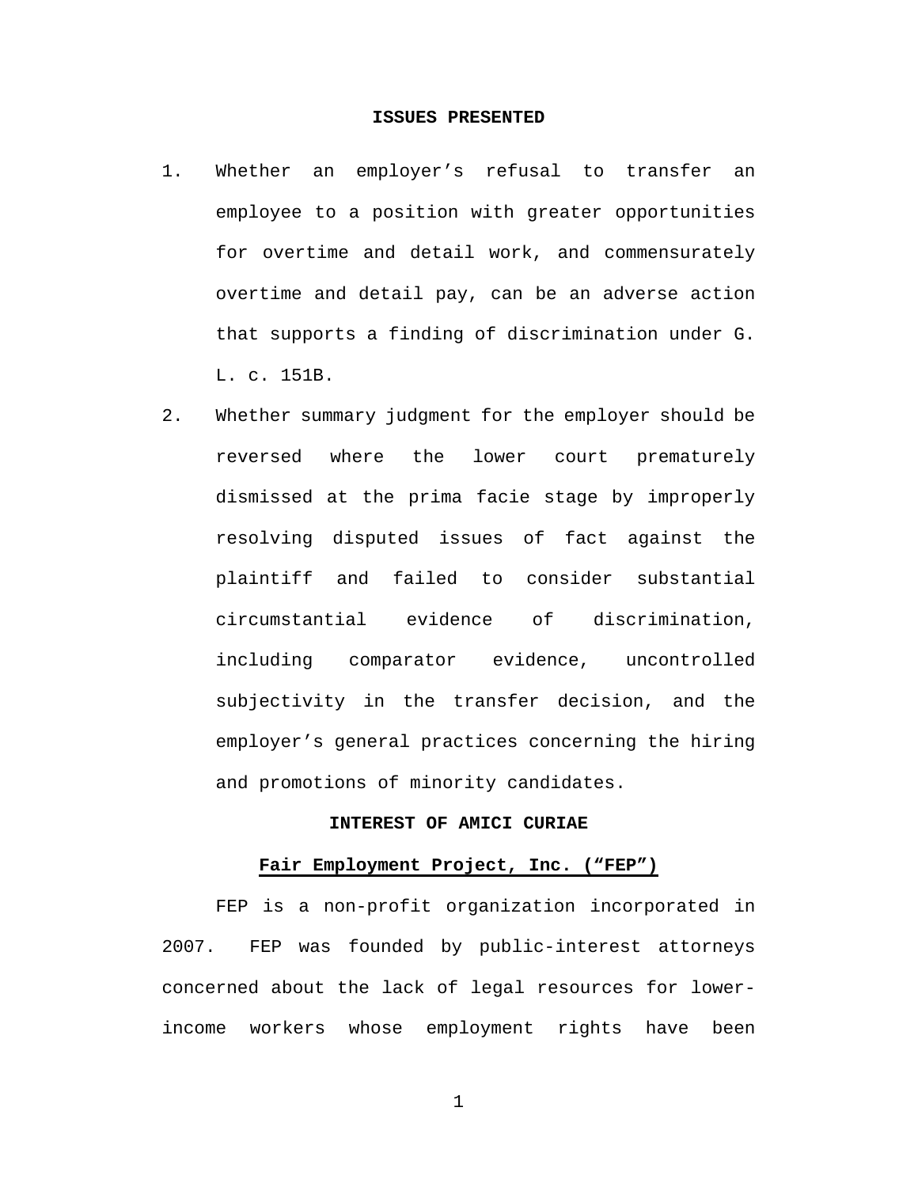## ISSUES PRESENTED

1. Whether an employer's refusal to transfer an employee to a position with greater opportunities for overtime and detail work, and commensurately overtime and detail pay, can be an adverse action that supports a finding of discrimination under G. L. c. 151B.

2. Whether summary judgment for the employer should be reversed where the lower court prematurely dismissed at the prima facie stage by improperly resolving disputed issues of fact against the plaintiff and failed to consider substantial circumstantial evidence of discrimination, including comparator evidence, uncontrolled subjectivity in the transfer decision, and the employer's general practices concerning the hiring and promotions of minority candidates.

## INTEREST OF AMICI CURIAE

### Fair Employment Project, Inc. ("FEP")

FEP is a non-profit organization incorporated in 2007. FEP was founded by public-interest attorneys concerned about the lack of legal resources for lower-income workers whose employment rights have been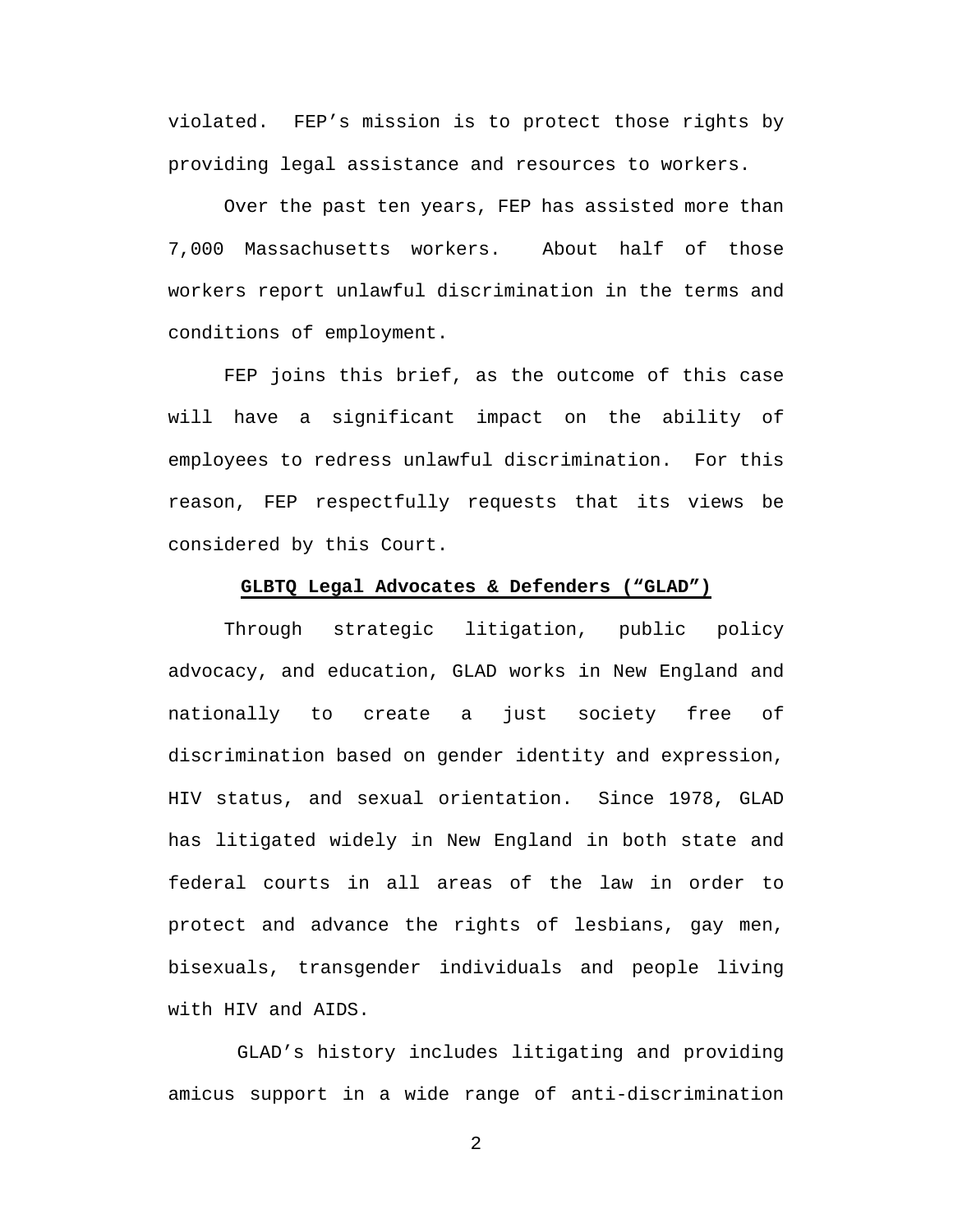violated. FEP's mission is to protect those rights by providing legal assistance and resources to workers.

Over the past ten years, FEP has assisted more than 7,000 Massachusetts workers. About half of those workers report unlawful discrimination in the terms and conditions of employment.

FEP joins this brief, as the outcome of this case will have a significant impact on the ability of employees to redress unlawful discrimination. For this reason, FEP respectfully requests that its views be considered by this Court.

**GLBTQ Legal Advocates & Defenders ("GLAD")**

Through strategic litigation, public policy advocacy, and education, GLAD works in New England and nationally to create a just society free of discrimination based on gender identity and expression, HIV status, and sexual orientation. Since 1978, GLAD has litigated widely in New England in both state and federal courts in all areas of the law in order to protect and advance the rights of lesbians, gay men, bisexuals, transgender individuals and people living with HIV and AIDS.

GLAD's history includes litigating and providing amicus support in a wide range of anti-discrimination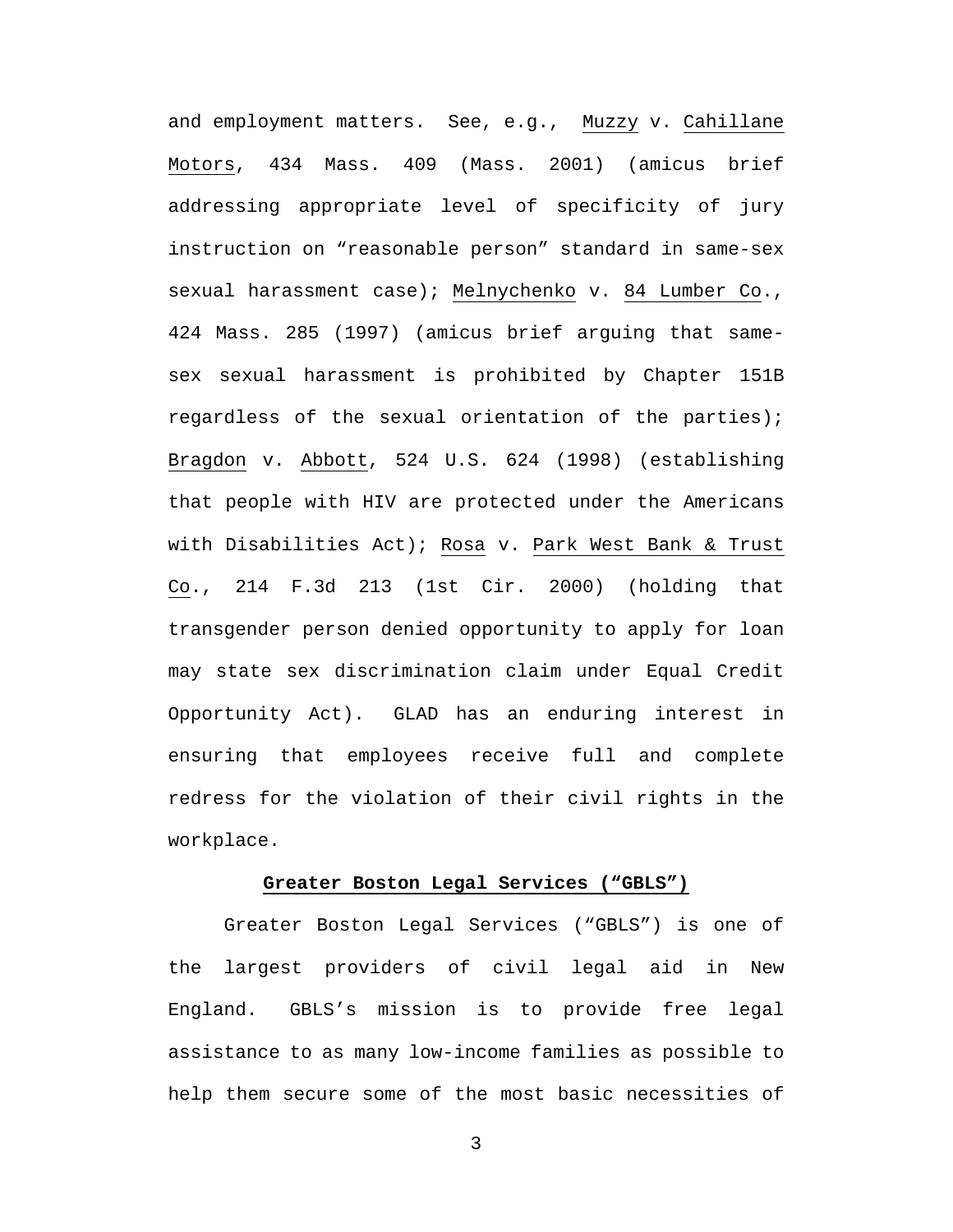and employment matters. See, e.g., Muzzy v. Cahillane Motors, 434 Mass. 409 (Mass. 2001) (amicus brief addressing appropriate level of specificity of jury instruction on "reasonable person" standard in same-sex sexual harassment case); Melnychenko v. 84 Lumber Co., 424 Mass. 285 (1997) (amicus brief arguing that same-sex sexual harassment is prohibited by Chapter 151B regardless of the sexual orientation of the parties); Bragdon v. Abbott, 524 U.S. 624 (1998) (establishing that people with HIV are protected under the Americans with Disabilities Act); Rosa v. Park West Bank & Trust Co., 214 F.3d 213 (1st Cir. 2000) (holding that transgender person denied opportunity to apply for loan may state sex discrimination claim under Equal Credit Opportunity Act). GLAD has an enduring interest in ensuring that employees receive full and complete redress for the violation of their civil rights in the workplace.

**Greater Boston Legal Services ("GBLS")**

Greater Boston Legal Services ("GBLS") is one of the largest providers of civil legal aid in New England. GBLS's mission is to provide free legal assistance to as many low-income families as possible to help them secure some of the most basic necessities of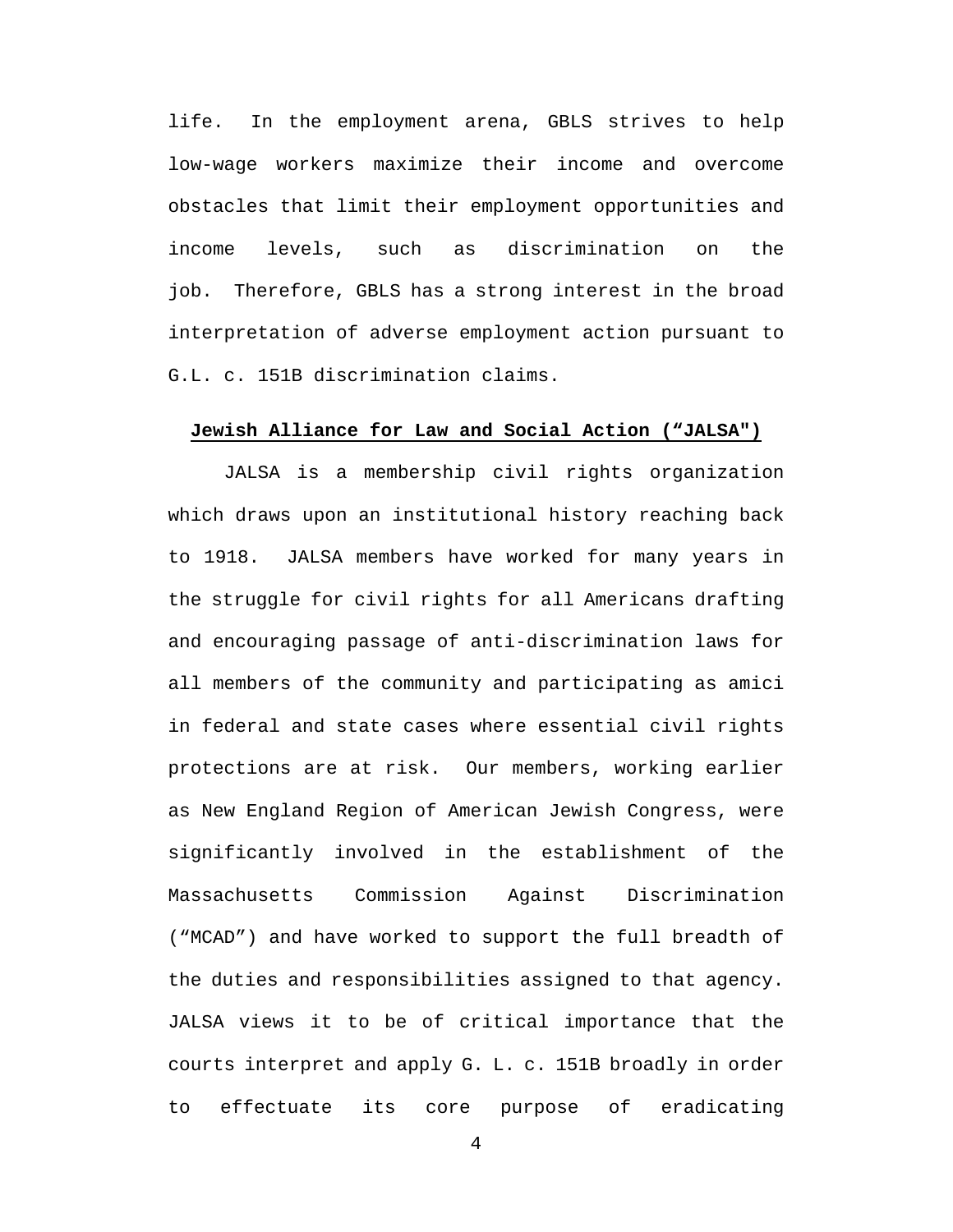life. In the employment arena, GBLS strives to help low-wage workers maximize their income and overcome obstacles that limit their employment opportunities and income levels, such as discrimination on the job. Therefore, GBLS has a strong interest in the broad interpretation of adverse employment action pursuant to G.L. c. 151B discrimination claims.

**Jewish Alliance for Law and Social Action ("JALSA")**

JALSA is a membership civil rights organization which draws upon an institutional history reaching back to 1918. JALSA members have worked for many years in the struggle for civil rights for all Americans drafting and encouraging passage of anti-discrimination laws for all members of the community and participating as amici in federal and state cases where essential civil rights protections are at risk. Our members, working earlier as New England Region of American Jewish Congress, were significantly involved in the establishment of the Massachusetts Commission Against Discrimination ("MCAD") and have worked to support the full breadth of the duties and responsibilities assigned to that agency. JALSA views it to be of critical importance that the courts interpret and apply G. L. c. 151B broadly in order to effectuate its core purpose of eradicating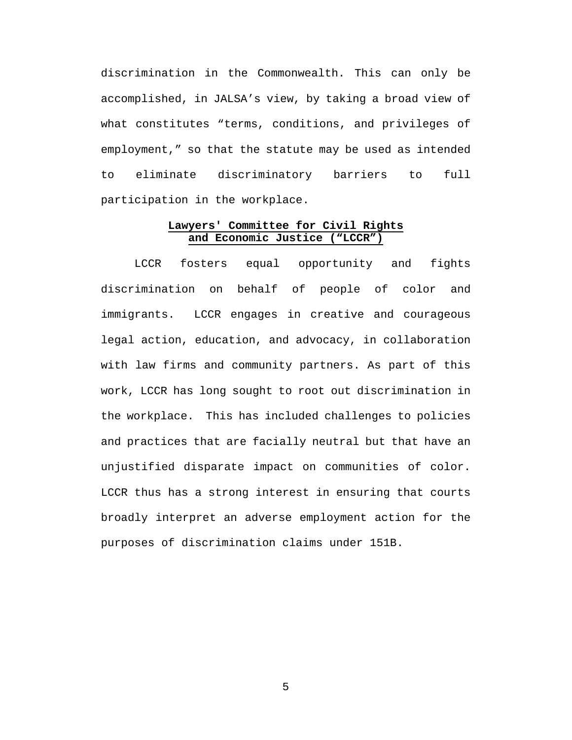discrimination in the Commonwealth. This can only be accomplished, in JALSA's view, by taking a broad view of what constitutes "terms, conditions, and privileges of employment," so that the statute may be used as intended to eliminate discriminatory barriers to full participation in the workplace.

**Lawyers' Committee for Civil Rights and Economic Justice ("LCCR")**

LCCR fosters equal opportunity and fights discrimination on behalf of people of color and immigrants. LCCR engages in creative and courageous legal action, education, and advocacy, in collaboration with law firms and community partners. As part of this work, LCCR has long sought to root out discrimination in the workplace. This has included challenges to policies and practices that are facially neutral but that have an unjustified disparate impact on communities of color. LCCR thus has a strong interest in ensuring that courts broadly interpret an adverse employment action for the purposes of discrimination claims under 151B.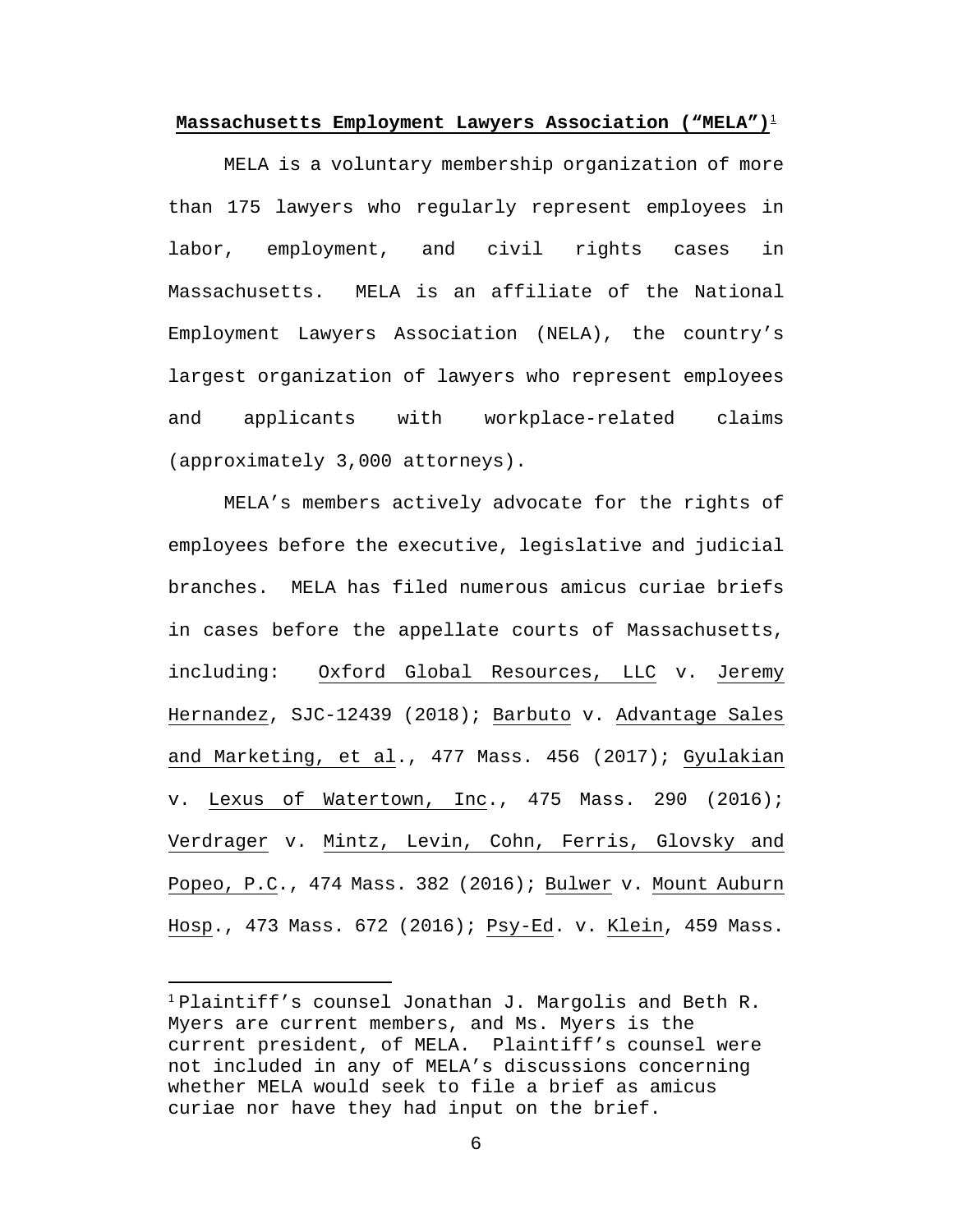**Massachusetts Employment Lawyers Association ("MELA")**[1]

MELA is a voluntary membership organization of more than 175 lawyers who regularly represent employees in labor, employment, and civil rights cases in Massachusetts. MELA is an affiliate of the National Employment Lawyers Association (NELA), the country's largest organization of lawyers who represent employees and applicants with workplace-related claims (approximately 3,000 attorneys).

MELA's members actively advocate for the rights of employees before the executive, legislative and judicial branches. MELA has filed numerous amicus curiae briefs in cases before the appellate courts of Massachusetts, including: Oxford Global Resources, LLC v. Jeremy Hernandez, SJC-12439 (2018); Barbuto v. Advantage Sales and Marketing, et al., 477 Mass. 456 (2017); Gyulakian v. Lexus of Watertown, Inc., 475 Mass. 290 (2016); Verdrager v. Mintz, Levin, Cohn, Ferris, Glovsky and Popeo, P.C., 474 Mass. 382 (2016); Bulwer v. Mount Auburn Hosp., 473 Mass. 672 (2016); Psy-Ed. v. Klein, 459 Mass.

---

[1] Plaintiff's counsel Jonathan J. Margolis and Beth R. Myers are current members, and Ms. Myers is the current president, of MELA. Plaintiff's counsel were not included in any of MELA's discussions concerning whether MELA would seek to file a brief as amicus curiae nor have they had input on the brief.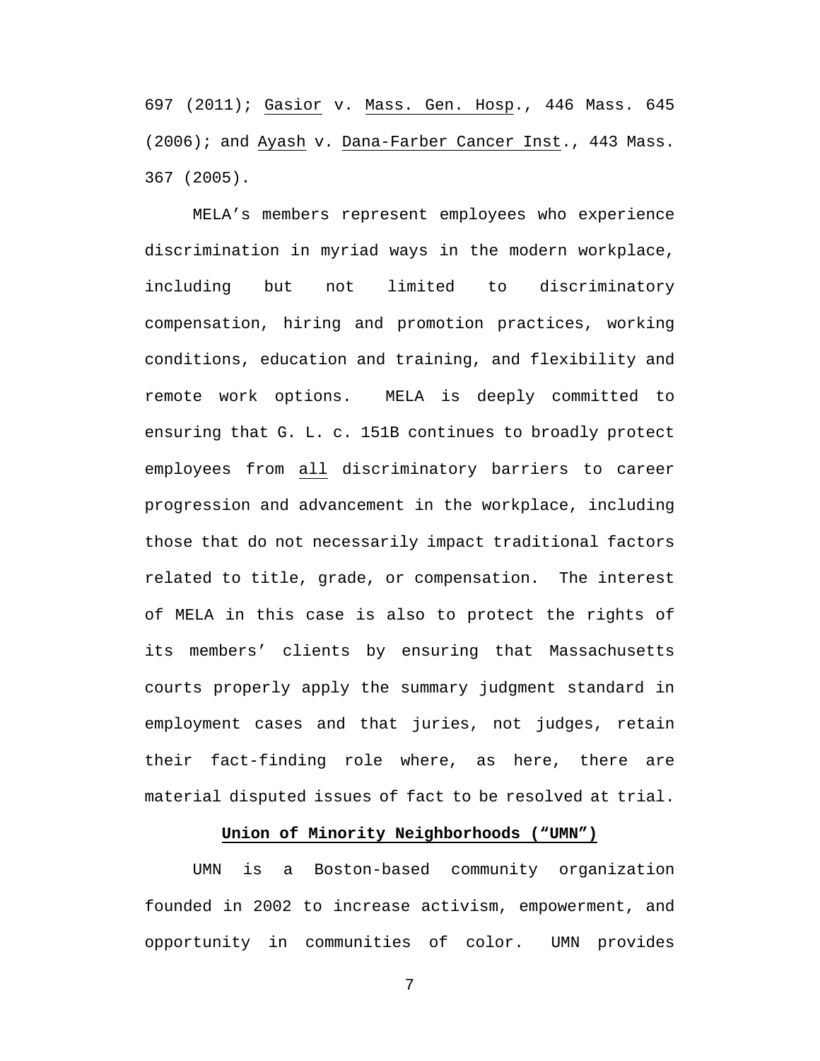697 (2011); Gasior v. Mass. Gen. Hosp., 446 Mass. 645 (2006); and Ayash v. Dana-Farber Cancer Inst., 443 Mass. 367 (2005).

MELA's members represent employees who experience discrimination in myriad ways in the modern workplace, including but not limited to discriminatory compensation, hiring and promotion practices, working conditions, education and training, and flexibility and remote work options. MELA is deeply committed to ensuring that G. L. c. 151B continues to broadly protect employees from all discriminatory barriers to career progression and advancement in the workplace, including those that do not necessarily impact traditional factors related to title, grade, or compensation. The interest of MELA in this case is also to protect the rights of its members' clients by ensuring that Massachusetts courts properly apply the summary judgment standard in employment cases and that juries, not judges, retain their fact-finding role where, as here, there are material disputed issues of fact to be resolved at trial.

**Union of Minority Neighborhoods ("UMN")**

UMN is a Boston-based community organization founded in 2002 to increase activism, empowerment, and opportunity in communities of color. UMN provides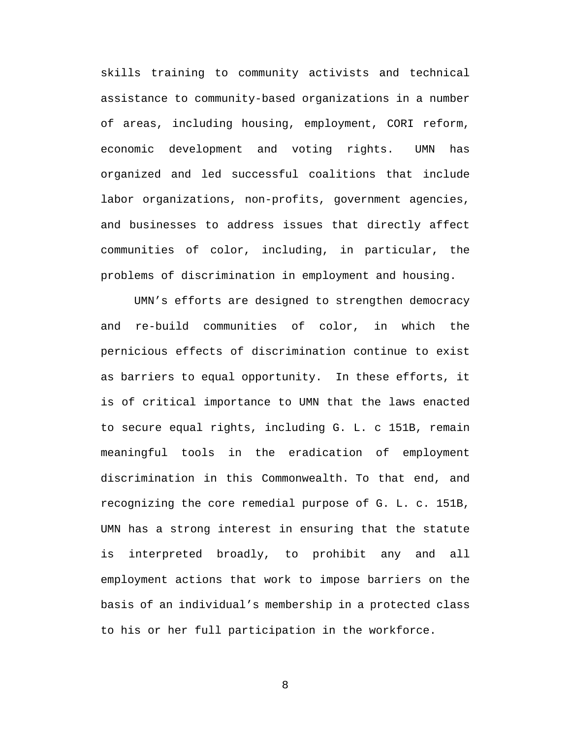skills training to community activists and technical assistance to community-based organizations in a number of areas, including housing, employment, CORI reform, economic development and voting rights. UMN has organized and led successful coalitions that include labor organizations, non-profits, government agencies, and businesses to address issues that directly affect communities of color, including, in particular, the problems of discrimination in employment and housing.

UMN's efforts are designed to strengthen democracy and re-build communities of color, in which the pernicious effects of discrimination continue to exist as barriers to equal opportunity. In these efforts, it is of critical importance to UMN that the laws enacted to secure equal rights, including G. L. c 151B, remain meaningful tools in the eradication of employment discrimination in this Commonwealth. To that end, and recognizing the core remedial purpose of G. L. c. 151B, UMN has a strong interest in ensuring that the statute is interpreted broadly, to prohibit any and all employment actions that work to impose barriers on the basis of an individual's membership in a protected class to his or her full participation in the workforce.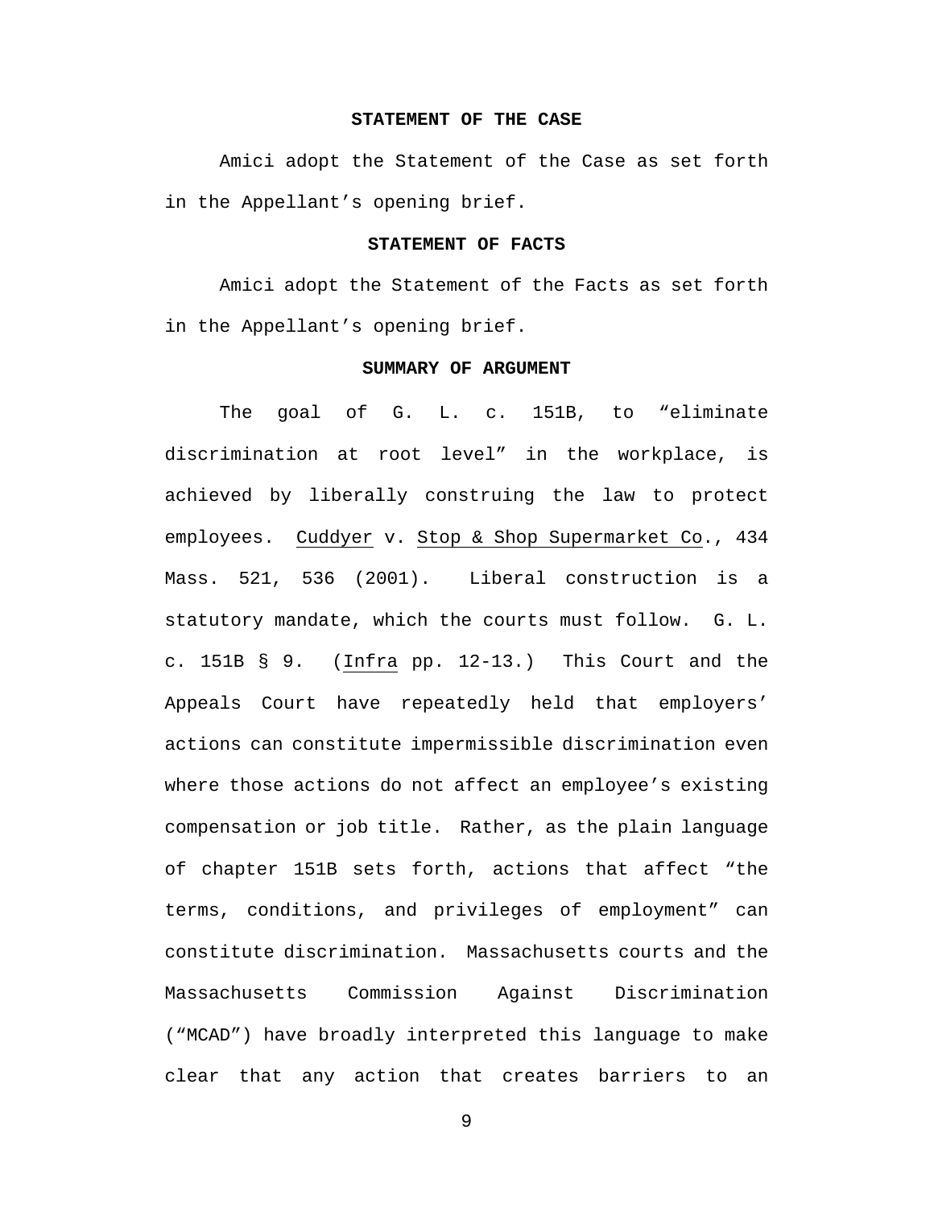## STATEMENT OF THE CASE

Amici adopt the Statement of the Case as set forth in the Appellant's opening brief.

## STATEMENT OF FACTS

Amici adopt the Statement of the Facts as set forth in the Appellant's opening brief.

## SUMMARY OF ARGUMENT

The goal of G. L. c. 151B, to "eliminate discrimination at root level" in the workplace, is achieved by liberally construing the law to protect employees. Cuddyer v. Stop & Shop Supermarket Co., 434 Mass. 521, 536 (2001). Liberal construction is a statutory mandate, which the courts must follow. G. L. c. 151B § 9. (Infra pp. 12-13.) This Court and the Appeals Court have repeatedly held that employers' actions can constitute impermissible discrimination even where those actions do not affect an employee's existing compensation or job title. Rather, as the plain language of chapter 151B sets forth, actions that affect "the terms, conditions, and privileges of employment" can constitute discrimination. Massachusetts courts and the Massachusetts Commission Against Discrimination ("MCAD") have broadly interpreted this language to make clear that any action that creates barriers to an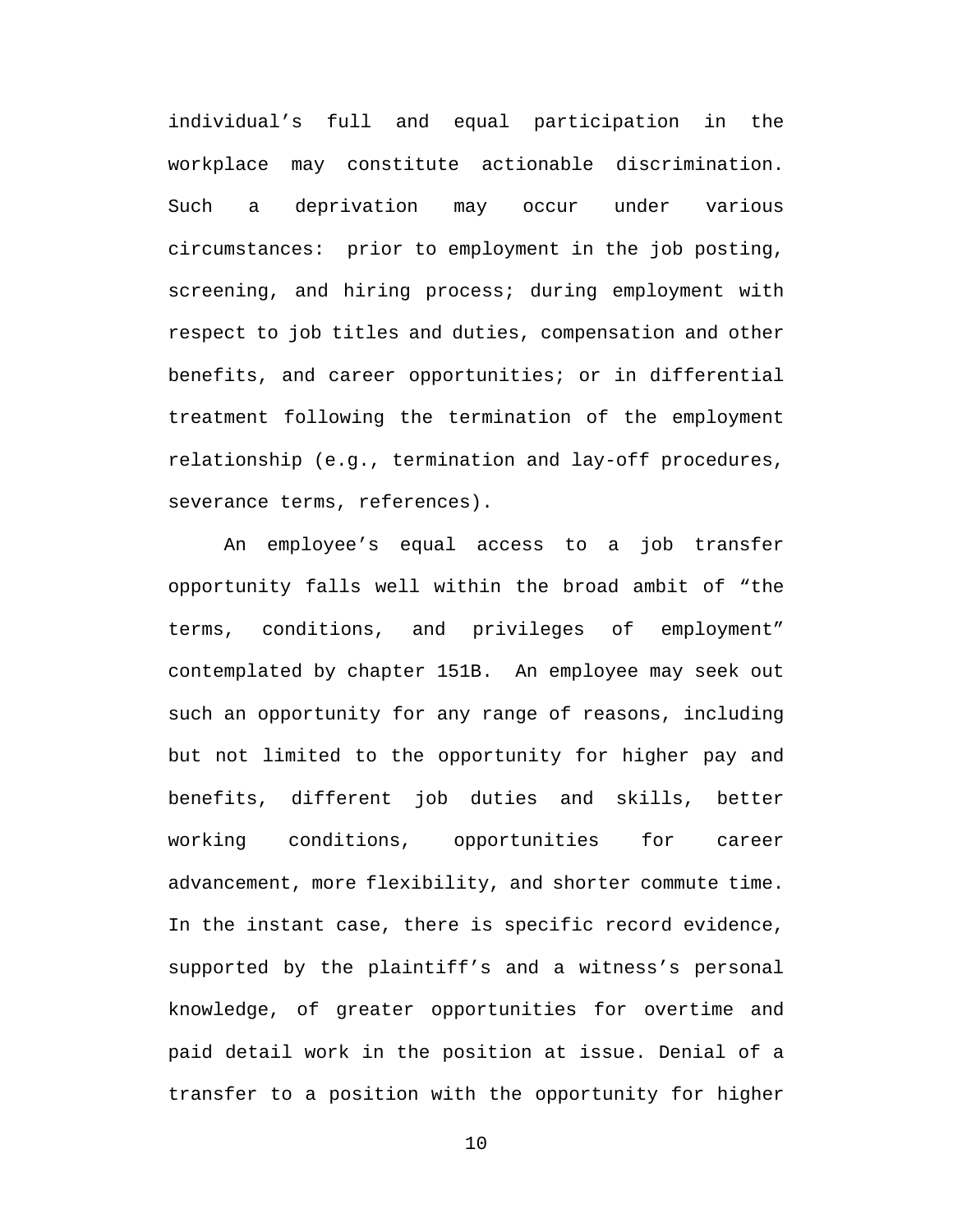individual’s full and equal participation in the workplace may constitute actionable discrimination. Such a deprivation may occur under various circumstances: prior to employment in the job posting, screening, and hiring process; during employment with respect to job titles and duties, compensation and other benefits, and career opportunities; or in differential treatment following the termination of the employment relationship (e.g., termination and lay-off procedures, severance terms, references).

An employee’s equal access to a job transfer opportunity falls well within the broad ambit of “the terms, conditions, and privileges of employment” contemplated by chapter 151B. An employee may seek out such an opportunity for any range of reasons, including but not limited to the opportunity for higher pay and benefits, different job duties and skills, better working conditions, opportunities for career advancement, more flexibility, and shorter commute time. In the instant case, there is specific record evidence, supported by the plaintiff’s and a witness’s personal knowledge, of greater opportunities for overtime and paid detail work in the position at issue. Denial of a transfer to a position with the opportunity for higher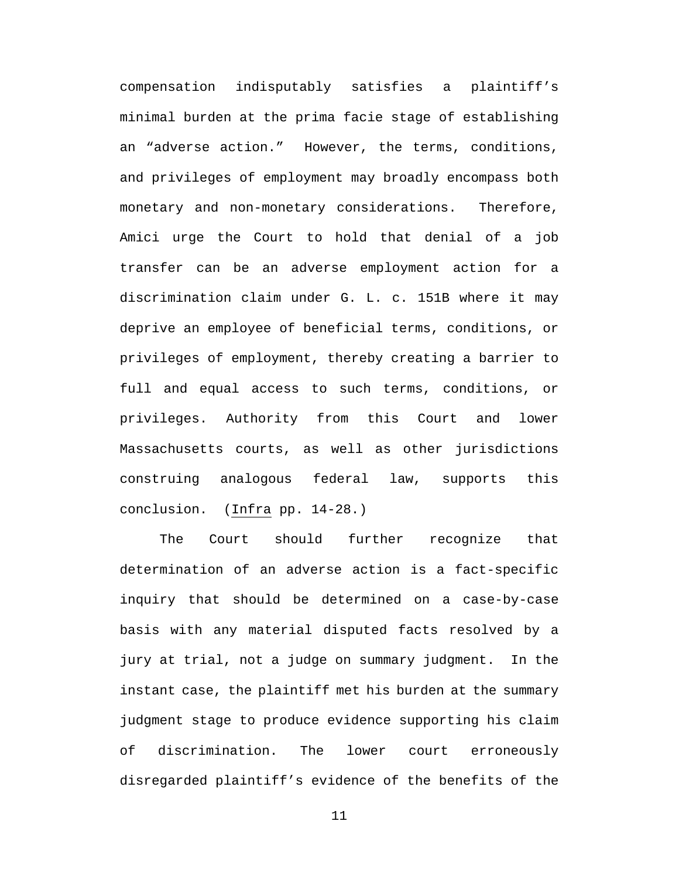compensation indisputably satisfies a plaintiff's minimal burden at the prima facie stage of establishing an "adverse action." However, the terms, conditions, and privileges of employment may broadly encompass both monetary and non-monetary considerations. Therefore, Amici urge the Court to hold that denial of a job transfer can be an adverse employment action for a discrimination claim under G. L. c. 151B where it may deprive an employee of beneficial terms, conditions, or privileges of employment, thereby creating a barrier to full and equal access to such terms, conditions, or privileges. Authority from this Court and lower Massachusetts courts, as well as other jurisdictions construing analogous federal law, supports this conclusion. (Infra pp. 14-28.)

The Court should further recognize that determination of an adverse action is a fact-specific inquiry that should be determined on a case-by-case basis with any material disputed facts resolved by a jury at trial, not a judge on summary judgment. In the instant case, the plaintiff met his burden at the summary judgment stage to produce evidence supporting his claim of discrimination. The lower court erroneously disregarded plaintiff's evidence of the benefits of the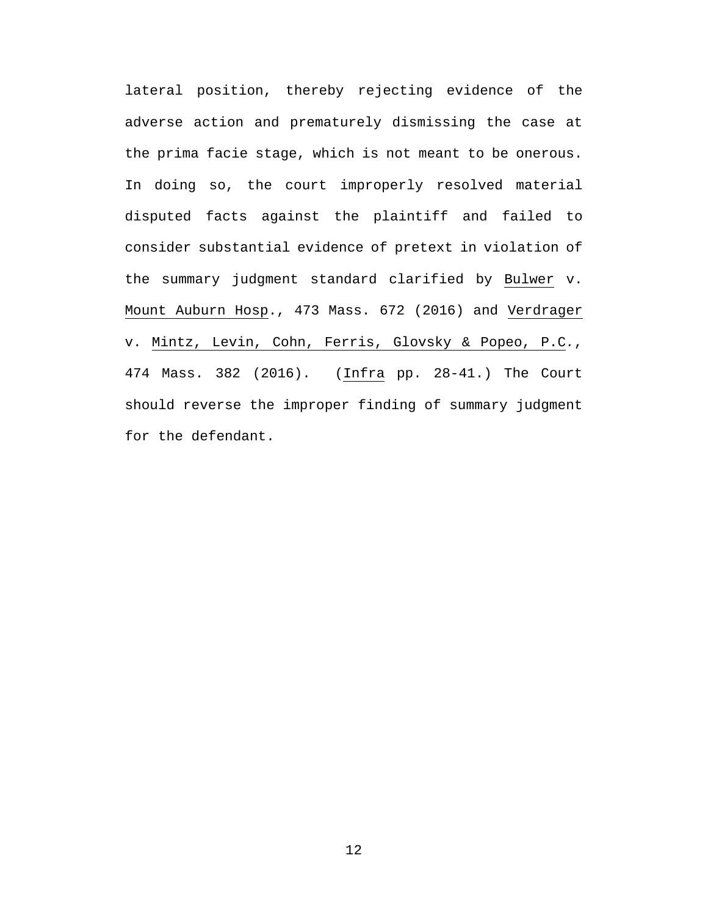lateral position, thereby rejecting evidence of the adverse action and prematurely dismissing the case at the prima facie stage, which is not meant to be onerous. In doing so, the court improperly resolved material disputed facts against the plaintiff and failed to consider substantial evidence of pretext in violation of the summary judgment standard clarified by Bulwer v. Mount Auburn Hosp., 473 Mass. 672 (2016) and Verdrager v. Mintz, Levin, Cohn, Ferris, Glovsky & Popeo, P.C., 474 Mass. 382 (2016). (Infra pp. 28-41.) The Court should reverse the improper finding of summary judgment for the defendant.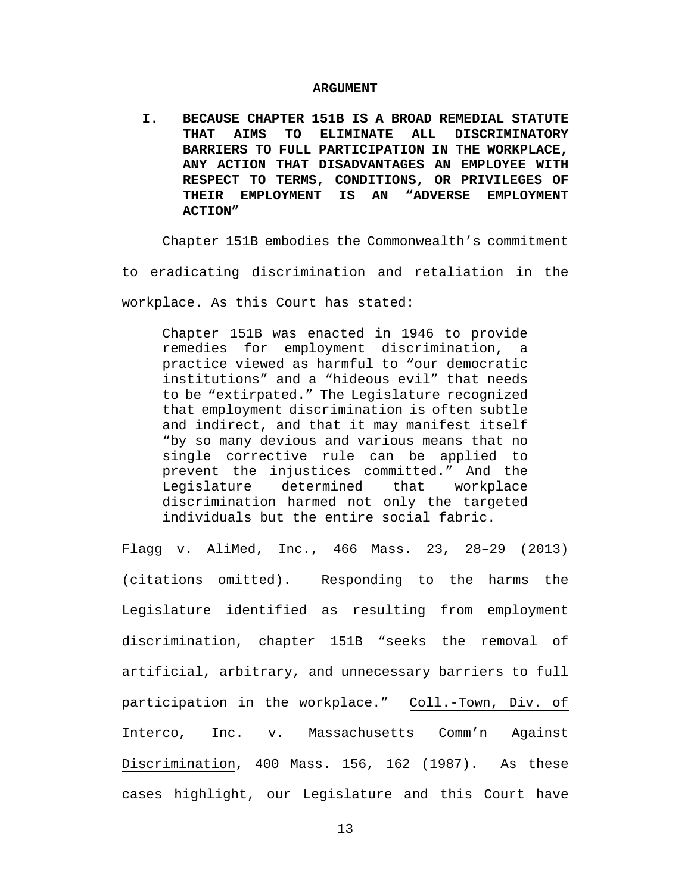## ARGUMENT

### I. BECAUSE CHAPTER 151B IS A BROAD REMEDIAL STATUTE THAT AIMS TO ELIMINATE ALL DISCRIMINATORY BARRIERS TO FULL PARTICIPATION IN THE WORKPLACE, ANY ACTION THAT DISADVANTAGES AN EMPLOYEE WITH RESPECT TO TERMS, CONDITIONS, OR PRIVILEGES OF THEIR EMPLOYMENT IS AN "ADVERSE EMPLOYMENT ACTION"

Chapter 151B embodies the Commonwealth's commitment to eradicating discrimination and retaliation in the workplace. As this Court has stated:

> Chapter 151B was enacted in 1946 to provide remedies for employment discrimination, a practice viewed as harmful to "our democratic institutions" and a "hideous evil" that needs to be "extirpated." The Legislature recognized that employment discrimination is often subtle and indirect, and that it may manifest itself "by so many devious and various means that no single corrective rule can be applied to prevent the injustices committed." And the Legislature determined that workplace discrimination harmed not only the targeted individuals but the entire social fabric.

<u>Flagg</u> v. <u>AliMed, Inc</u>., 466 Mass. 23, 28–29 (2013) (citations omitted). Responding to the harms the Legislature identified as resulting from employment discrimination, chapter 151B "seeks the removal of artificial, arbitrary, and unnecessary barriers to full participation in the workplace." <u>Coll.-Town, Div. of Interco, Inc</u>. v. <u>Massachusetts Comm'n Against Discrimination</u>, 400 Mass. 156, 162 (1987). As these cases highlight, our Legislature and this Court have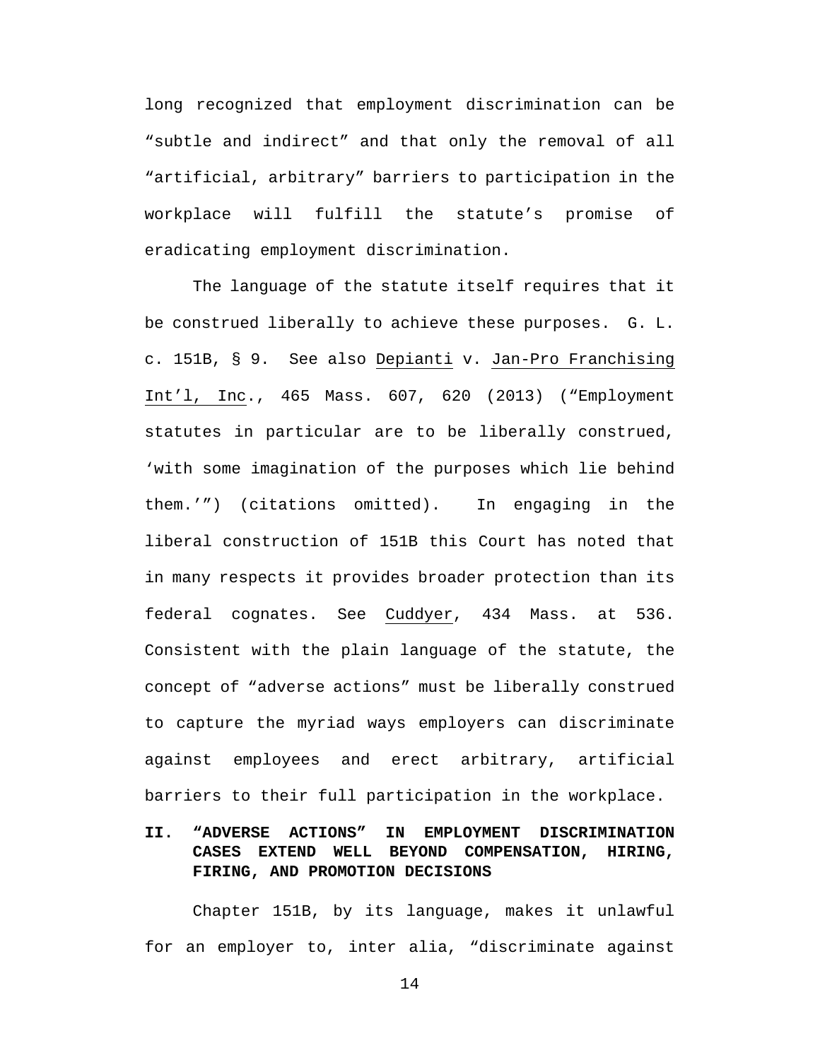long recognized that employment discrimination can be "subtle and indirect" and that only the removal of all "artificial, arbitrary" barriers to participation in the workplace will fulfill the statute's promise of eradicating employment discrimination.

The language of the statute itself requires that it be construed liberally to achieve these purposes. G. L. c. 151B, § 9. See also Depianti v. Jan-Pro Franchising Int'l, Inc., 465 Mass. 607, 620 (2013) ("Employment statutes in particular are to be liberally construed, 'with some imagination of the purposes which lie behind them.'") (citations omitted). In engaging in the liberal construction of 151B this Court has noted that in many respects it provides broader protection than its federal cognates. See Cuddyer, 434 Mass. at 536. Consistent with the plain language of the statute, the concept of "adverse actions" must be liberally construed to capture the myriad ways employers can discriminate against employees and erect arbitrary, artificial barriers to their full participation in the workplace.

## II. "ADVERSE ACTIONS" IN EMPLOYMENT DISCRIMINATION CASES EXTEND WELL BEYOND COMPENSATION, HIRING, FIRING, AND PROMOTION DECISIONS

Chapter 151B, by its language, makes it unlawful for an employer to, inter alia, "discriminate against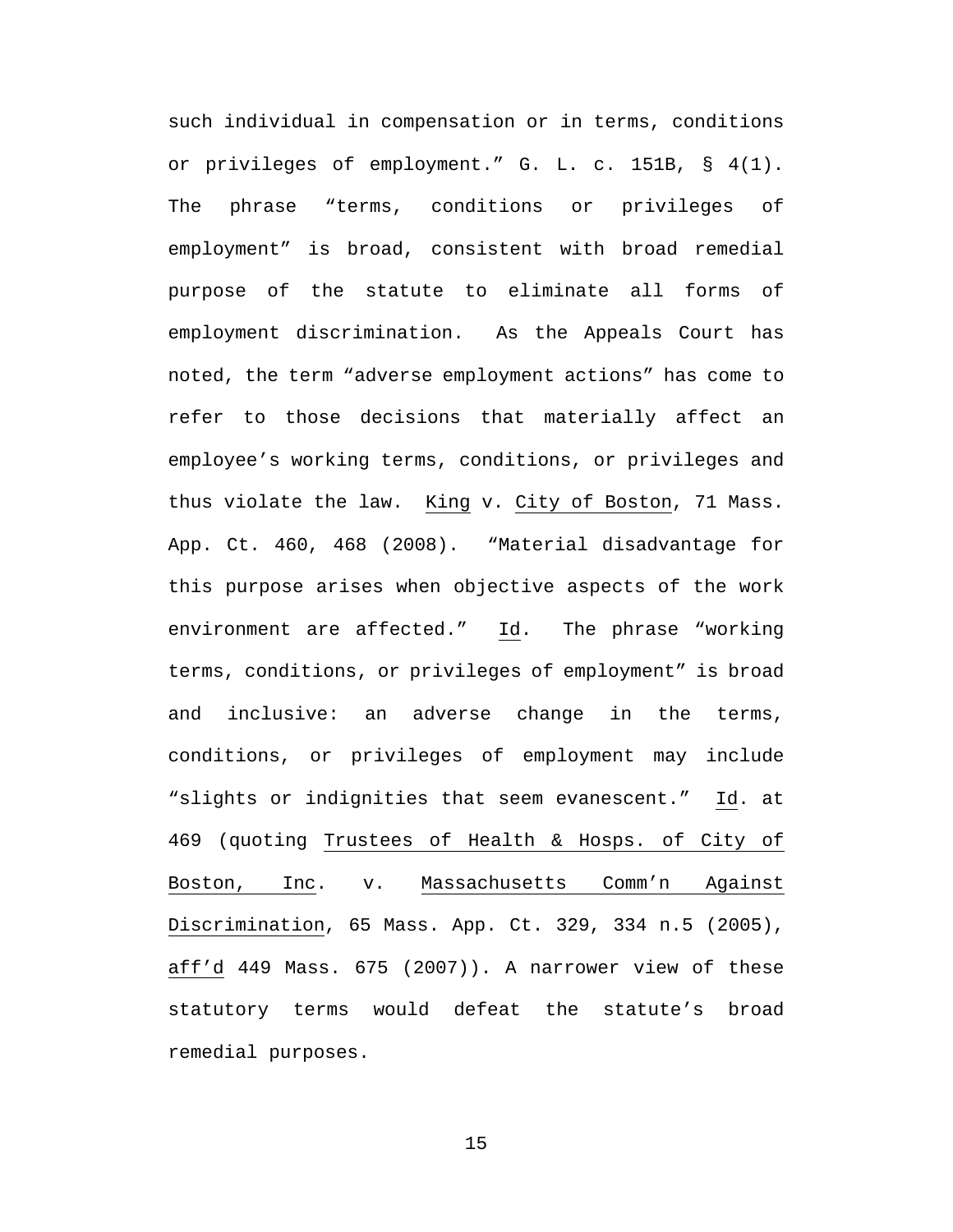such individual in compensation or in terms, conditions or privileges of employment." G. L. c. 151B, § 4(1). The phrase "terms, conditions or privileges of employment" is broad, consistent with broad remedial purpose of the statute to eliminate all forms of employment discrimination. As the Appeals Court has noted, the term "adverse employment actions" has come to refer to those decisions that materially affect an employee's working terms, conditions, or privileges and thus violate the law. King v. City of Boston, 71 Mass. App. Ct. 460, 468 (2008). "Material disadvantage for this purpose arises when objective aspects of the work environment are affected." Id. The phrase "working terms, conditions, or privileges of employment" is broad and inclusive: an adverse change in the terms, conditions, or privileges of employment may include "slights or indignities that seem evanescent." Id. at 469 (quoting Trustees of Health & Hosps. of City of Boston, Inc. v. Massachusetts Comm'n Against Discrimination, 65 Mass. App. Ct. 329, 334 n.5 (2005), aff'd 449 Mass. 675 (2007)). A narrower view of these statutory terms would defeat the statute's broad remedial purposes.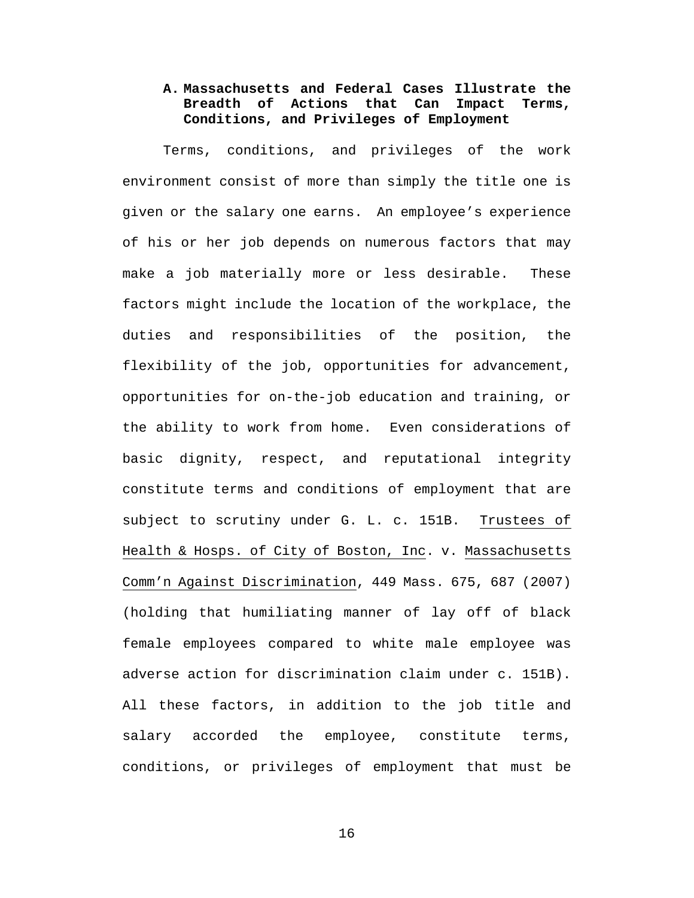### A. Massachusetts and Federal Cases Illustrate the Breadth of Actions that Can Impact Terms, Conditions, and Privileges of Employment

Terms, conditions, and privileges of the work environment consist of more than simply the title one is given or the salary one earns. An employee's experience of his or her job depends on numerous factors that may make a job materially more or less desirable. These factors might include the location of the workplace, the duties and responsibilities of the position, the flexibility of the job, opportunities for advancement, opportunities for on-the-job education and training, or the ability to work from home. Even considerations of basic dignity, respect, and reputational integrity constitute terms and conditions of employment that are subject to scrutiny under G. L. c. 151B. Trustees of Health & Hosps. of City of Boston, Inc. v. Massachusetts Comm'n Against Discrimination, 449 Mass. 675, 687 (2007) (holding that humiliating manner of lay off of black female employees compared to white male employee was adverse action for discrimination claim under c. 151B). All these factors, in addition to the job title and salary accorded the employee, constitute terms, conditions, or privileges of employment that must be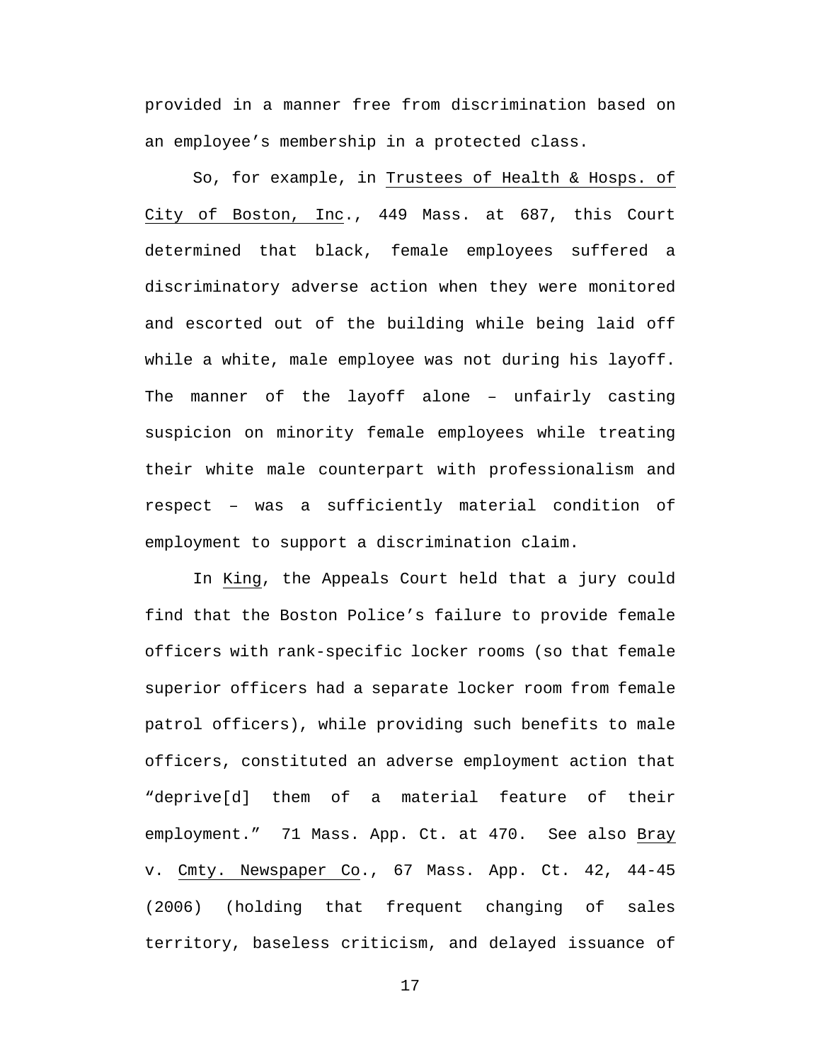provided in a manner free from discrimination based on an employee's membership in a protected class.

So, for example, in Trustees of Health & Hosps. of City of Boston, Inc., 449 Mass. at 687, this Court determined that black, female employees suffered a discriminatory adverse action when they were monitored and escorted out of the building while being laid off while a white, male employee was not during his layoff. The manner of the layoff alone – unfairly casting suspicion on minority female employees while treating their white male counterpart with professionalism and respect – was a sufficiently material condition of employment to support a discrimination claim.

In King, the Appeals Court held that a jury could find that the Boston Police's failure to provide female officers with rank-specific locker rooms (so that female superior officers had a separate locker room from female patrol officers), while providing such benefits to male officers, constituted an adverse employment action that "deprive[d] them of a material feature of their employment." 71 Mass. App. Ct. at 470. See also Bray v. Cmty. Newspaper Co., 67 Mass. App. Ct. 42, 44-45 (2006) (holding that frequent changing of sales territory, baseless criticism, and delayed issuance of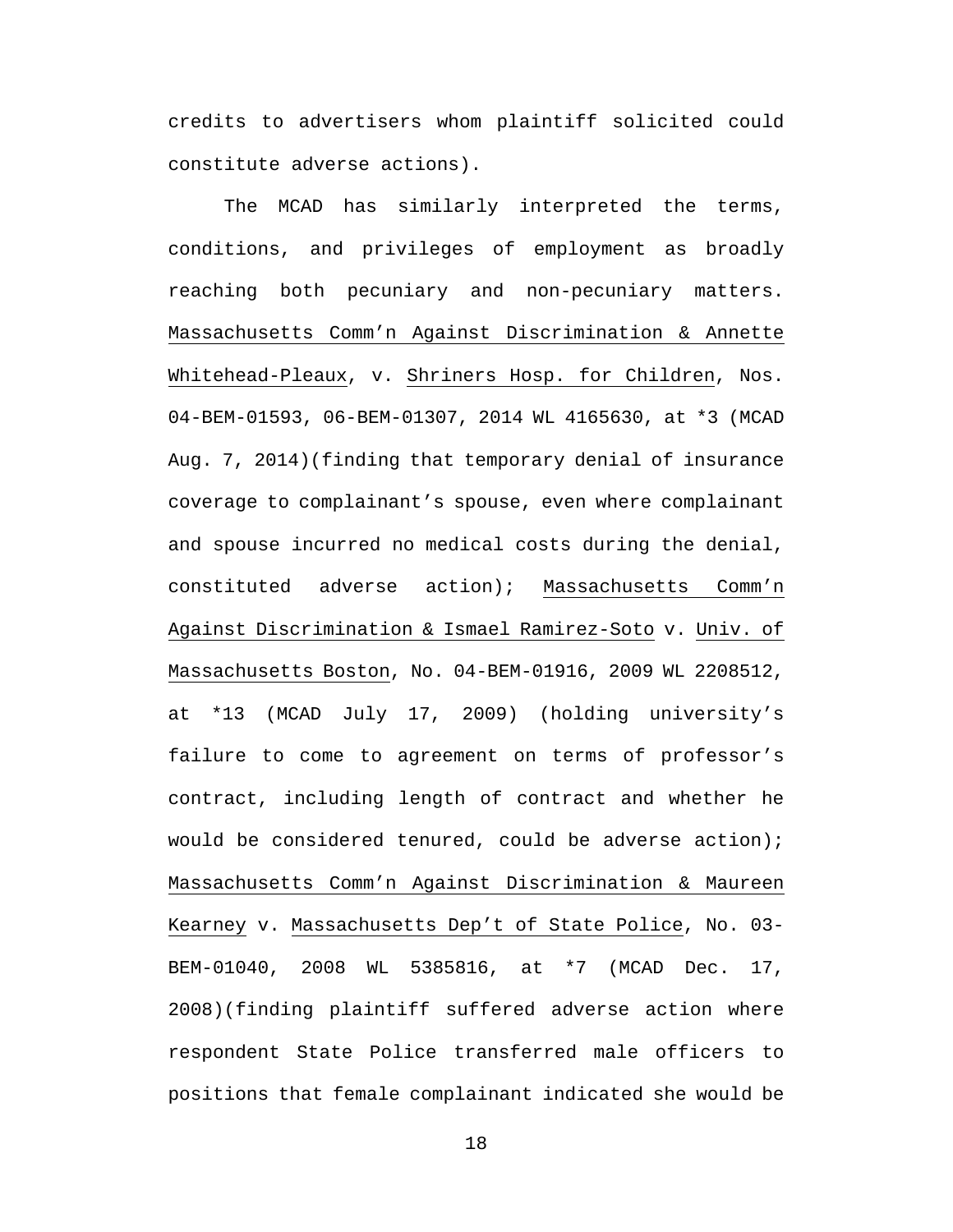credits to advertisers whom plaintiff solicited could constitute adverse actions).

The MCAD has similarly interpreted the terms, conditions, and privileges of employment as broadly reaching both pecuniary and non-pecuniary matters. Massachusetts Comm'n Against Discrimination & Annette Whitehead-Pleaux, v. Shriners Hosp. for Children, Nos. 04-BEM-01593, 06-BEM-01307, 2014 WL 4165630, at *3 (MCAD Aug. 7, 2014)(finding that temporary denial of insurance coverage to complainant's spouse, even where complainant and spouse incurred no medical costs during the denial, constituted adverse action); Massachusetts Comm'n Against Discrimination & Ismael Ramirez-Soto v. Univ. of Massachusetts Boston, No. 04-BEM-01916, 2009 WL 2208512, at *13 (MCAD July 17, 2009) (holding university's failure to come to agreement on terms of professor's contract, including length of contract and whether he would be considered tenured, could be adverse action); Massachusetts Comm'n Against Discrimination & Maureen Kearney v. Massachusetts Dep't of State Police, No. 03-BEM-01040, 2008 WL 5385816, at *7 (MCAD Dec. 17, 2008)(finding plaintiff suffered adverse action where respondent State Police transferred male officers to positions that female complainant indicated she would be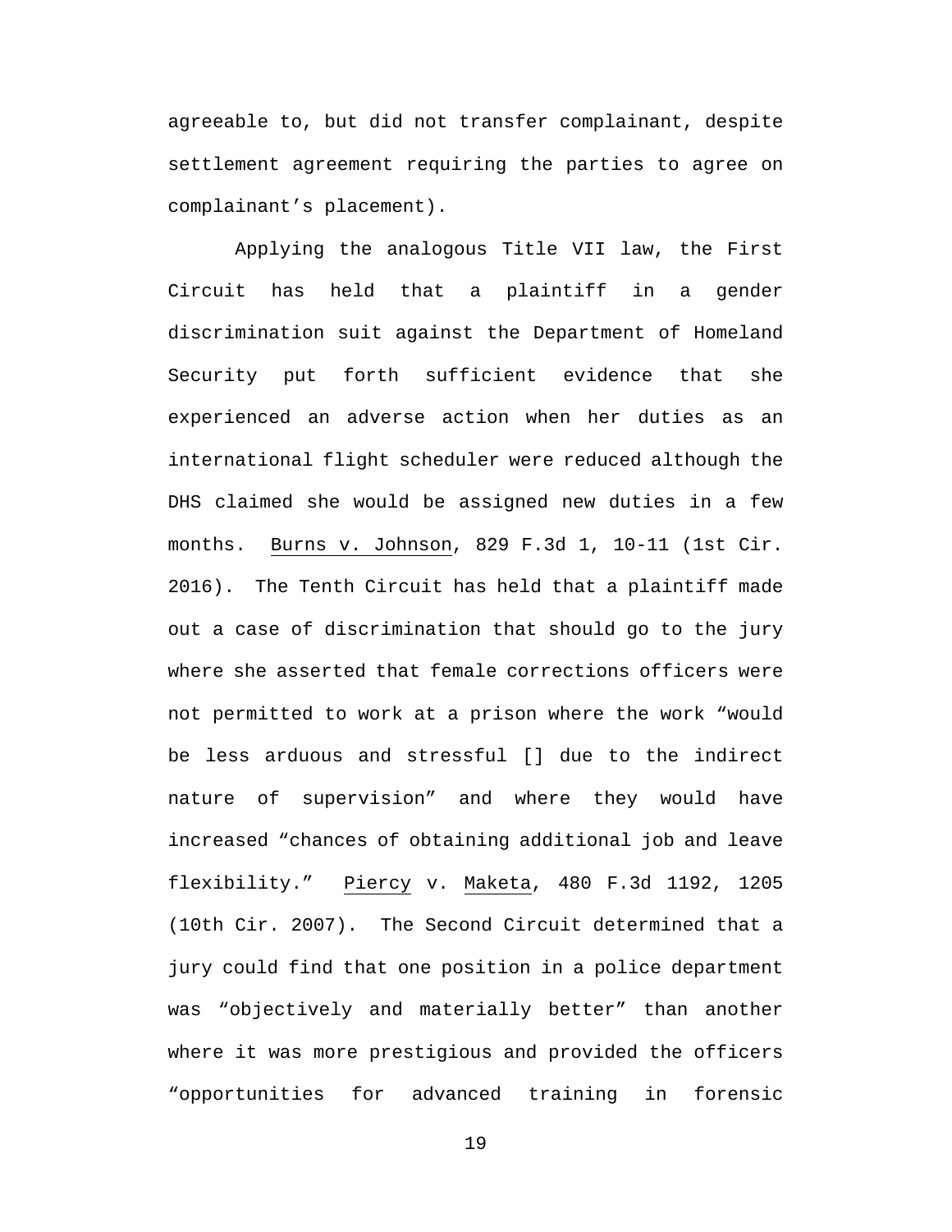agreeable to, but did not transfer complainant, despite settlement agreement requiring the parties to agree on complainant's placement).

Applying the analogous Title VII law, the First Circuit has held that a plaintiff in a gender discrimination suit against the Department of Homeland Security put forth sufficient evidence that she experienced an adverse action when her duties as an international flight scheduler were reduced although the DHS claimed she would be assigned new duties in a few months. Burns v. Johnson, 829 F.3d 1, 10-11 (1st Cir. 2016). The Tenth Circuit has held that a plaintiff made out a case of discrimination that should go to the jury where she asserted that female corrections officers were not permitted to work at a prison where the work "would be less arduous and stressful [] due to the indirect nature of supervision" and where they would have increased "chances of obtaining additional job and leave flexibility." Piercy v. Maketa, 480 F.3d 1192, 1205 (10th Cir. 2007). The Second Circuit determined that a jury could find that one position in a police department was "objectively and materially better" than another where it was more prestigious and provided the officers "opportunities for advanced training in forensic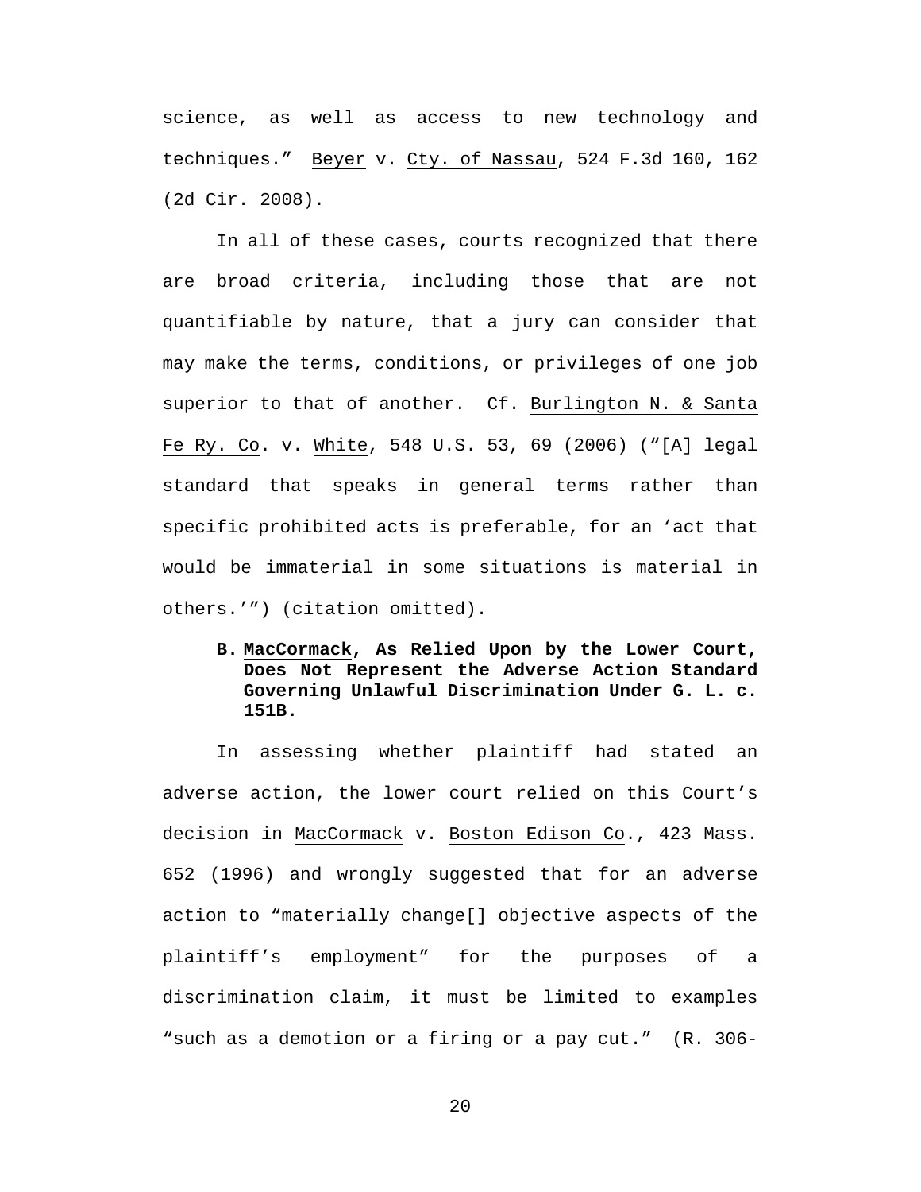science, as well as access to new technology and techniques." Beyer v. Cty. of Nassau, 524 F.3d 160, 162 (2d Cir. 2008).

In all of these cases, courts recognized that there are broad criteria, including those that are not quantifiable by nature, that a jury can consider that may make the terms, conditions, or privileges of one job superior to that of another. Cf. Burlington N. & Santa Fe Ry. Co. v. White, 548 U.S. 53, 69 (2006) ("[A] legal standard that speaks in general terms rather than specific prohibited acts is preferable, for an 'act that would be immaterial in some situations is material in others.'") (citation omitted).

**B. MacCormack, As Relied Upon by the Lower Court, Does Not Represent the Adverse Action Standard Governing Unlawful Discrimination Under G. L. c. 151B.**

In assessing whether plaintiff had stated an adverse action, the lower court relied on this Court's decision in MacCormack v. Boston Edison Co., 423 Mass. 652 (1996) and wrongly suggested that for an adverse action to "materially change[] objective aspects of the plaintiff's employment" for the purposes of a discrimination claim, it must be limited to examples "such as a demotion or a firing or a pay cut." (R. 306-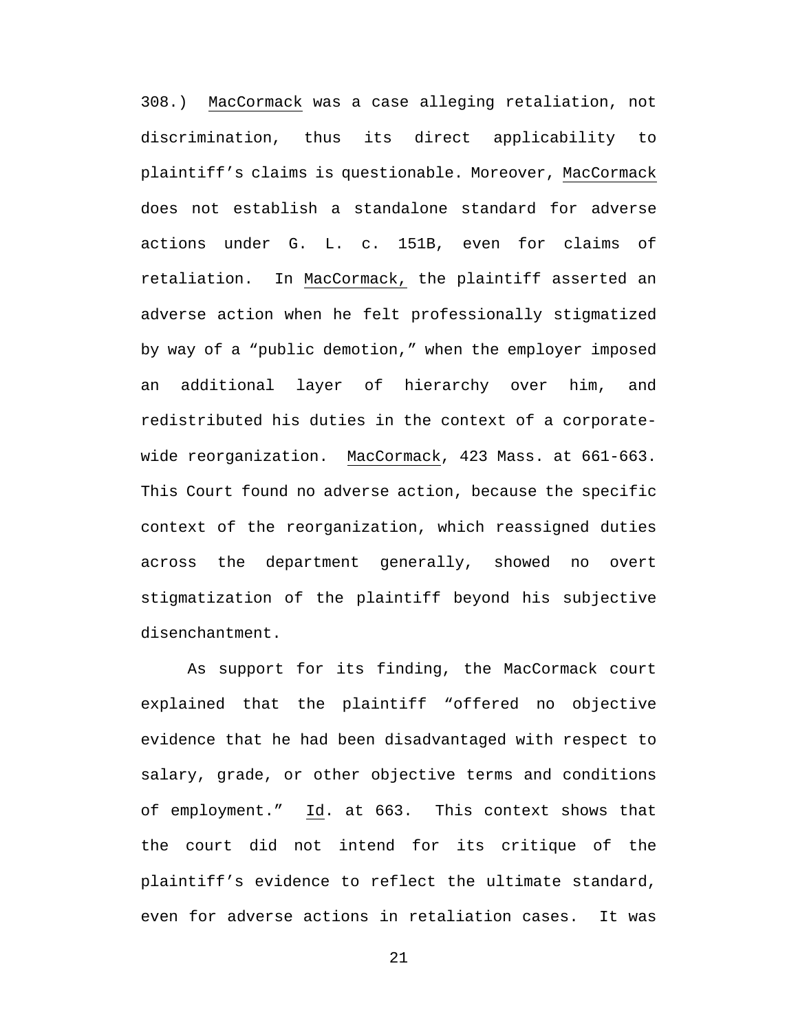308.) MacCormack was a case alleging retaliation, not discrimination, thus its direct applicability to plaintiff's claims is questionable. Moreover, MacCormack does not establish a standalone standard for adverse actions under G. L. c. 151B, even for claims of retaliation. In MacCormack, the plaintiff asserted an adverse action when he felt professionally stigmatized by way of a "public demotion," when the employer imposed an additional layer of hierarchy over him, and redistributed his duties in the context of a corporate-wide reorganization. MacCormack, 423 Mass. at 661-663. This Court found no adverse action, because the specific context of the reorganization, which reassigned duties across the department generally, showed no overt stigmatization of the plaintiff beyond his subjective disenchantment.

As support for its finding, the MacCormack court explained that the plaintiff "offered no objective evidence that he had been disadvantaged with respect to salary, grade, or other objective terms and conditions of employment." Id. at 663. This context shows that the court did not intend for its critique of the plaintiff's evidence to reflect the ultimate standard, even for adverse actions in retaliation cases. It was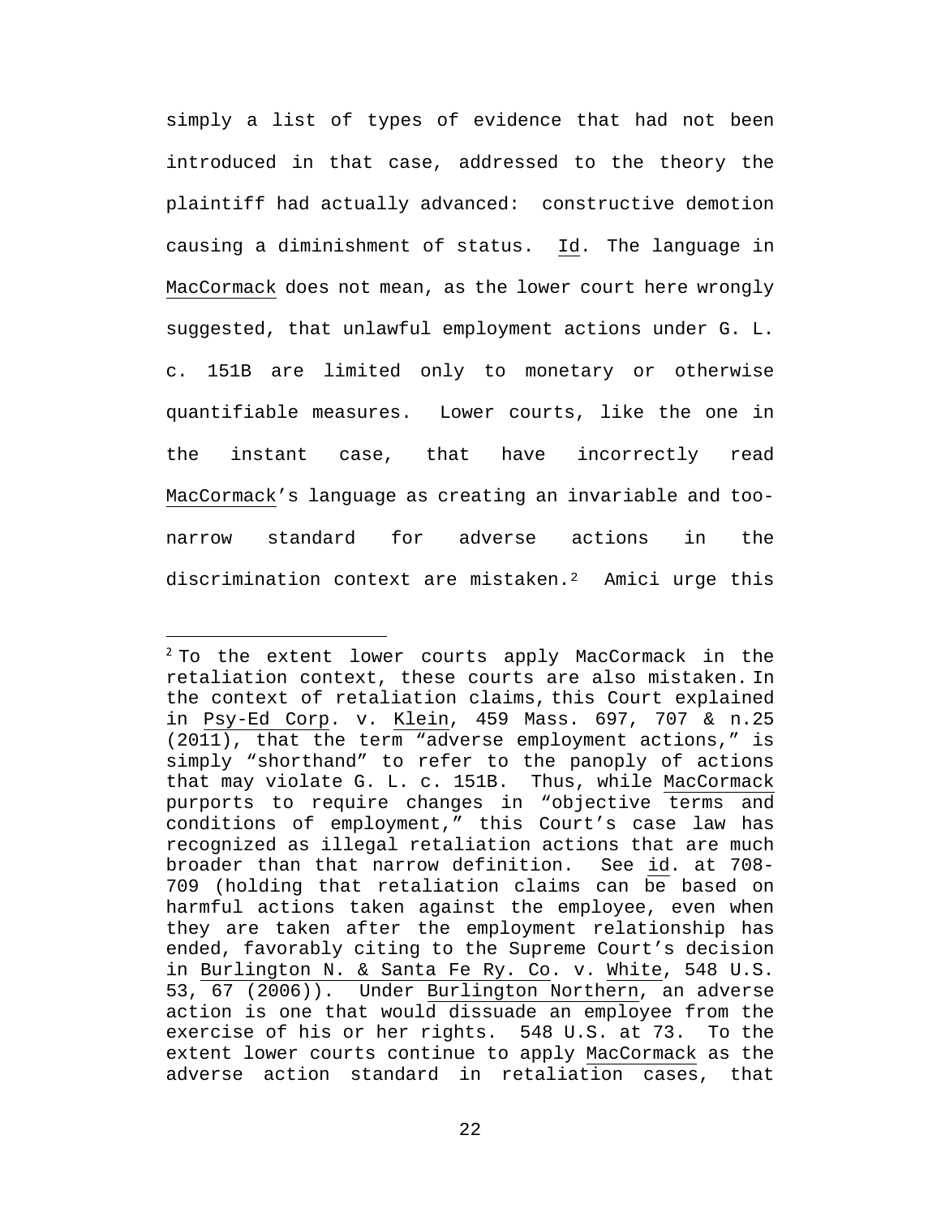simply a list of types of evidence that had not been introduced in that case, addressed to the theory the plaintiff had actually advanced: constructive demotion causing a diminishment of status. Id. The language in MacCormack does not mean, as the lower court here wrongly suggested, that unlawful employment actions under G. L. c. 151B are limited only to monetary or otherwise quantifiable measures. Lower courts, like the one in the instant case, that have incorrectly read MacCormack's language as creating an invariable and too-narrow standard for adverse actions in the discrimination context are mistaken.[2] Amici urge this

[2] To the extent lower courts apply MacCormack in the retaliation context, these courts are also mistaken. In the context of retaliation claims, this Court explained in Psy-Ed Corp. v. Klein, 459 Mass. 697, 707 & n.25 (2011), that the term "adverse employment actions," is simply "shorthand" to refer to the panoply of actions that may violate G. L. c. 151B. Thus, while MacCormack purports to require changes in "objective terms and conditions of employment," this Court's case law has recognized as illegal retaliation actions that are much broader than that narrow definition. See id. at 708-709 (holding that retaliation claims can be based on harmful actions taken against the employee, even when they are taken after the employment relationship has ended, favorably citing to the Supreme Court's decision in Burlington N. & Santa Fe Ry. Co. v. White, 548 U.S. 53, 67 (2006)). Under Burlington Northern, an adverse action is one that would dissuade an employee from the exercise of his or her rights. 548 U.S. at 73. To the extent lower courts continue to apply MacCormack as the adverse action standard in retaliation cases, that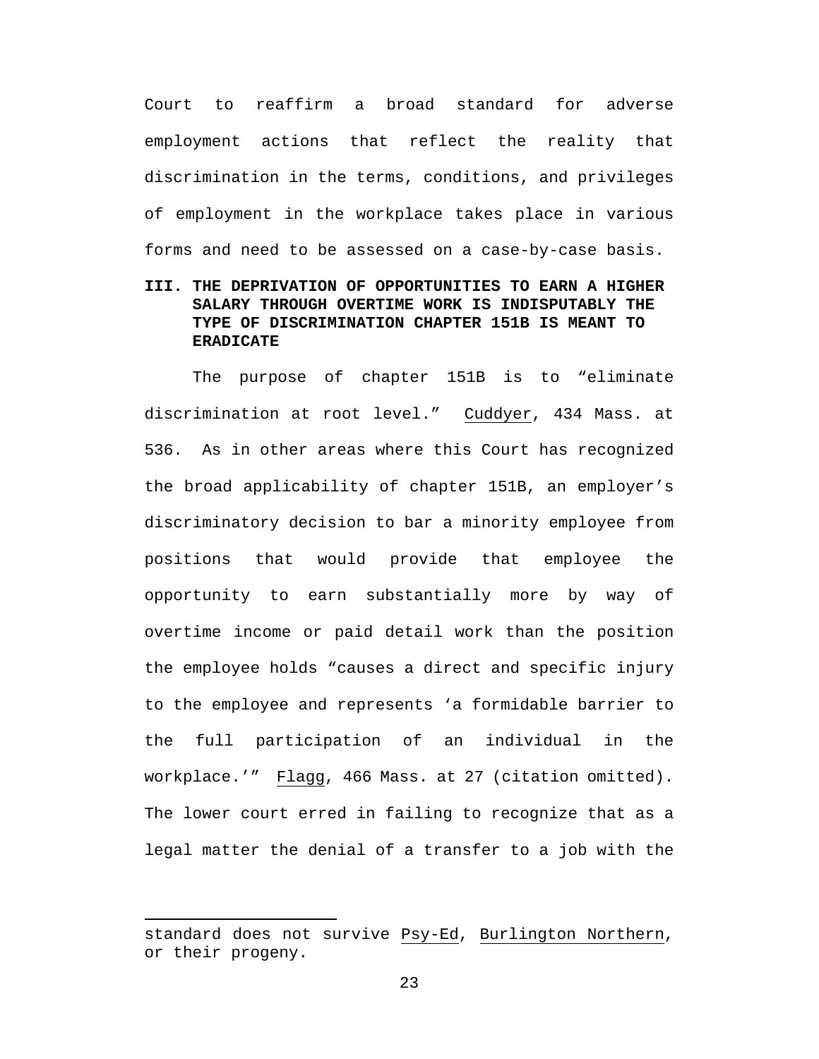Court to reaffirm a broad standard for adverse employment actions that reflect the reality that discrimination in the terms, conditions, and privileges of employment in the workplace takes place in various forms and need to be assessed on a case-by-case basis.

### III. THE DEPRIVATION OF OPPORTUNITIES TO EARN A HIGHER SALARY THROUGH OVERTIME WORK IS INDISPUTABLY THE TYPE OF DISCRIMINATION CHAPTER 151B IS MEANT TO ERADICATE

The purpose of chapter 151B is to "eliminate discrimination at root level." Cuddyer, 434 Mass. at 536. As in other areas where this Court has recognized the broad applicability of chapter 151B, an employer's discriminatory decision to bar a minority employee from positions that would provide that employee the opportunity to earn substantially more by way of overtime income or paid detail work than the position the employee holds "causes a direct and specific injury to the employee and represents 'a formidable barrier to the full participation of an individual in the workplace.'" Flagg, 466 Mass. at 27 (citation omitted). The lower court erred in failing to recognize that as a legal matter the denial of a transfer to a job with the

---

standard does not survive Psy-Ed, Burlington Northern, or their progeny.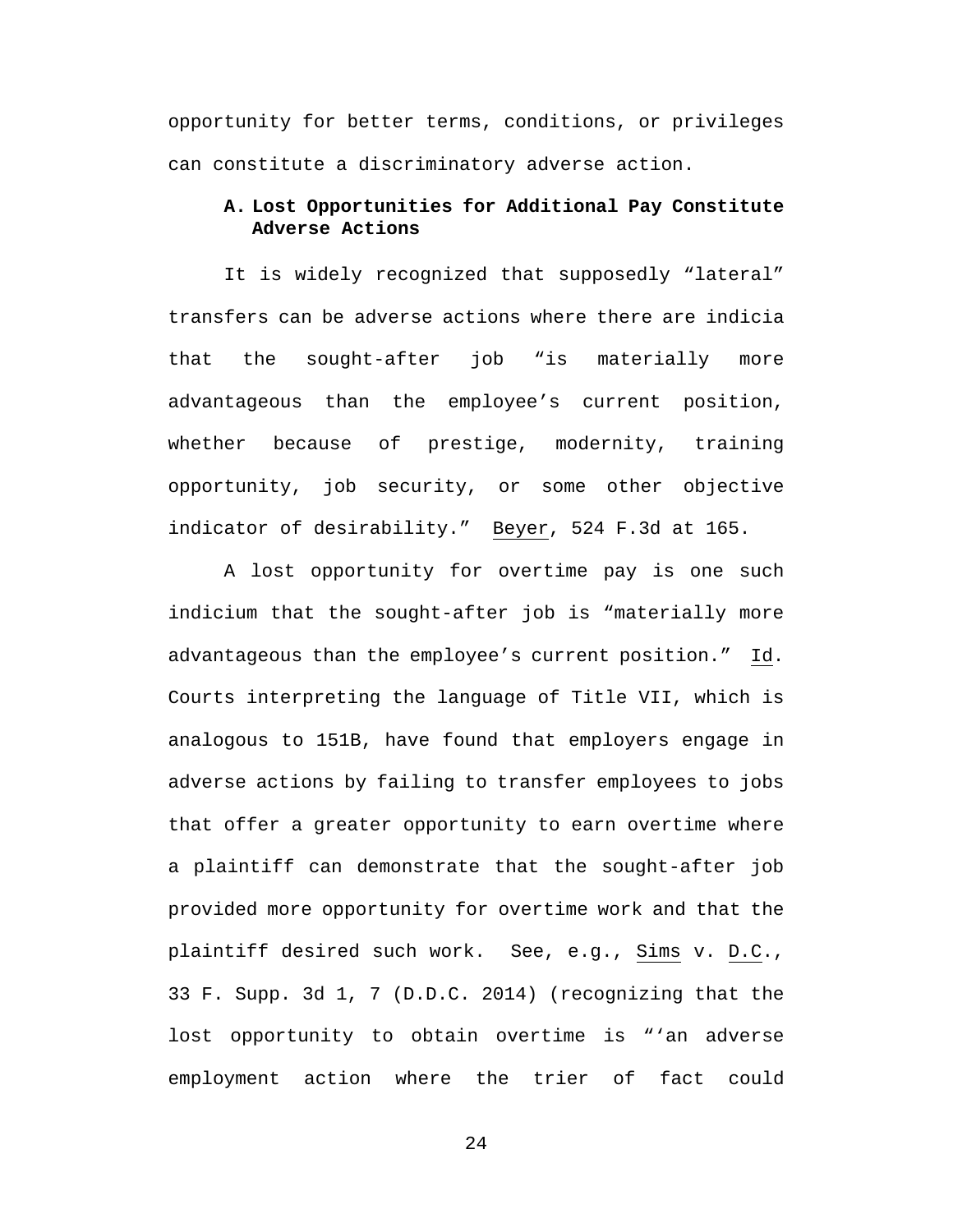opportunity for better terms, conditions, or privileges can constitute a discriminatory adverse action.

### A. Lost Opportunities for Additional Pay Constitute Adverse Actions

It is widely recognized that supposedly "lateral" transfers can be adverse actions where there are indicia that the sought-after job "is materially more advantageous than the employee's current position, whether because of prestige, modernity, training opportunity, job security, or some other objective indicator of desirability." Beyer, 524 F.3d at 165.

A lost opportunity for overtime pay is one such indicium that the sought-after job is "materially more advantageous than the employee's current position." Id. Courts interpreting the language of Title VII, which is analogous to 151B, have found that employers engage in adverse actions by failing to transfer employees to jobs that offer a greater opportunity to earn overtime where a plaintiff can demonstrate that the sought-after job provided more opportunity for overtime work and that the plaintiff desired such work. See, e.g., Sims v. D.C., 33 F. Supp. 3d 1, 7 (D.D.C. 2014) (recognizing that the lost opportunity to obtain overtime is "'an adverse employment action where the trier of fact could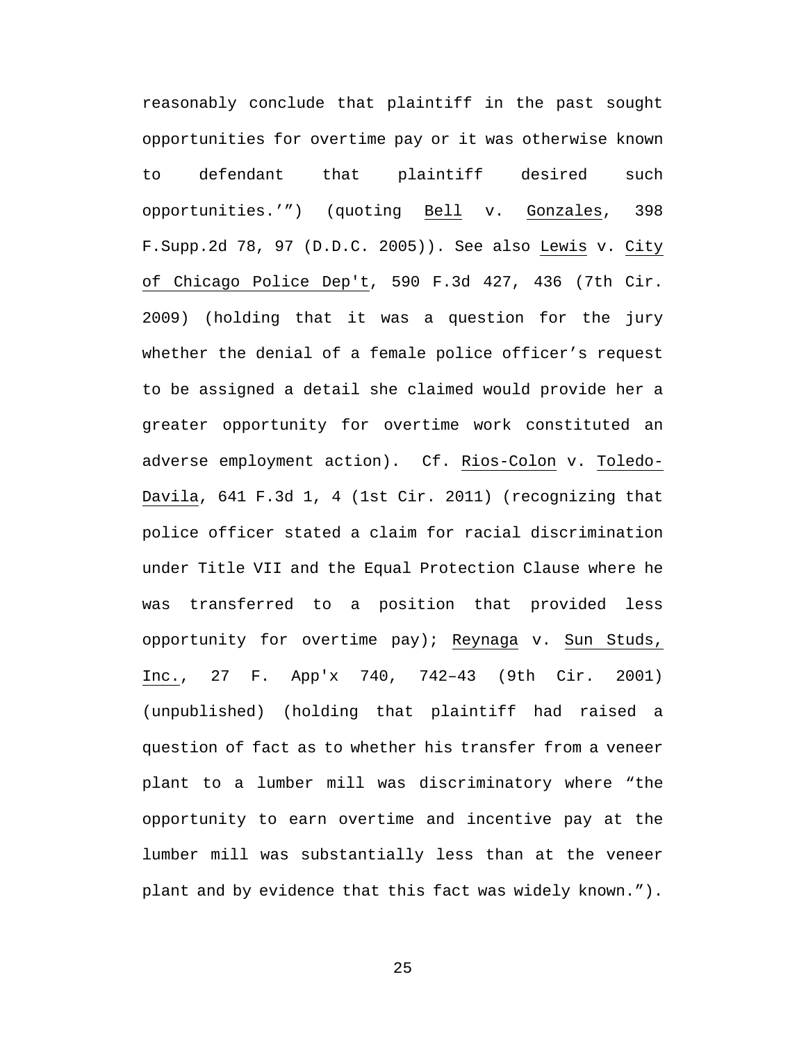reasonably conclude that plaintiff in the past sought opportunities for overtime pay or it was otherwise known to defendant that plaintiff desired such opportunities.'") (quoting Bell v. Gonzales, 398 F.Supp.2d 78, 97 (D.D.C. 2005)). See also Lewis v. City of Chicago Police Dep't, 590 F.3d 427, 436 (7th Cir. 2009) (holding that it was a question for the jury whether the denial of a female police officer's request to be assigned a detail she claimed would provide her a greater opportunity for overtime work constituted an adverse employment action). Cf. Rios-Colon v. Toledo-Davila, 641 F.3d 1, 4 (1st Cir. 2011) (recognizing that police officer stated a claim for racial discrimination under Title VII and the Equal Protection Clause where he was transferred to a position that provided less opportunity for overtime pay); Reynaga v. Sun Studs, Inc., 27 F. App'x 740, 742–43 (9th Cir. 2001) (unpublished) (holding that plaintiff had raised a question of fact as to whether his transfer from a veneer plant to a lumber mill was discriminatory where "the opportunity to earn overtime and incentive pay at the lumber mill was substantially less than at the veneer plant and by evidence that this fact was widely known.").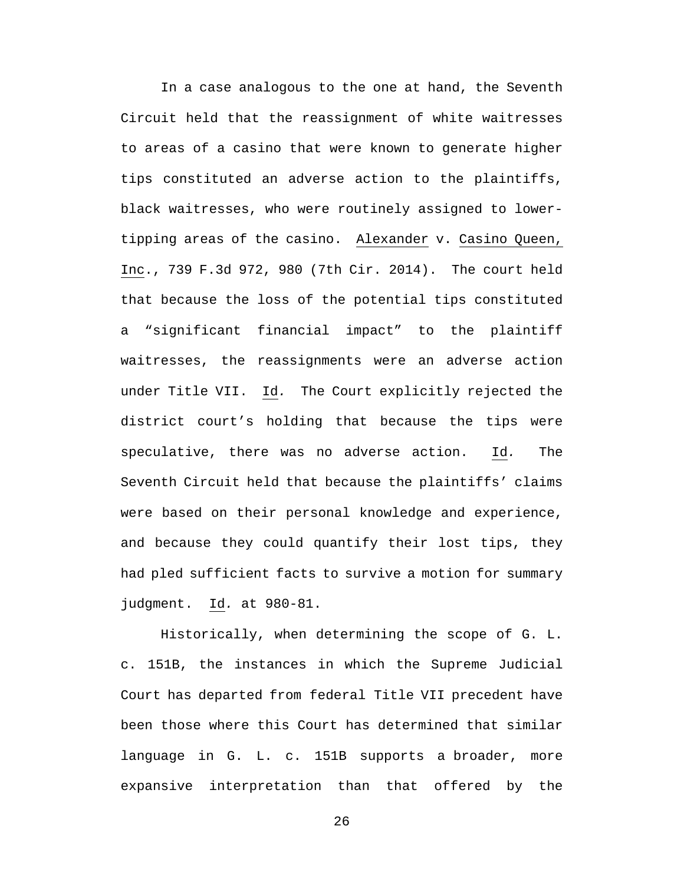In a case analogous to the one at hand, the Seventh Circuit held that the reassignment of white waitresses to areas of a casino that were known to generate higher tips constituted an adverse action to the plaintiffs, black waitresses, who were routinely assigned to lower-tipping areas of the casino. Alexander v. Casino Queen, Inc., 739 F.3d 972, 980 (7th Cir. 2014). The court held that because the loss of the potential tips constituted a "significant financial impact" to the plaintiff waitresses, the reassignments were an adverse action under Title VII. *Id.* The Court explicitly rejected the district court's holding that because the tips were speculative, there was no adverse action. *Id.* The Seventh Circuit held that because the plaintiffs' claims were based on their personal knowledge and experience, and because they could quantify their lost tips, they had pled sufficient facts to survive a motion for summary judgment. *Id.* at 980-81.

Historically, when determining the scope of G. L. c. 151B, the instances in which the Supreme Judicial Court has departed from federal Title VII precedent have been those where this Court has determined that similar language in G. L. c. 151B supports a broader, more expansive interpretation than that offered by the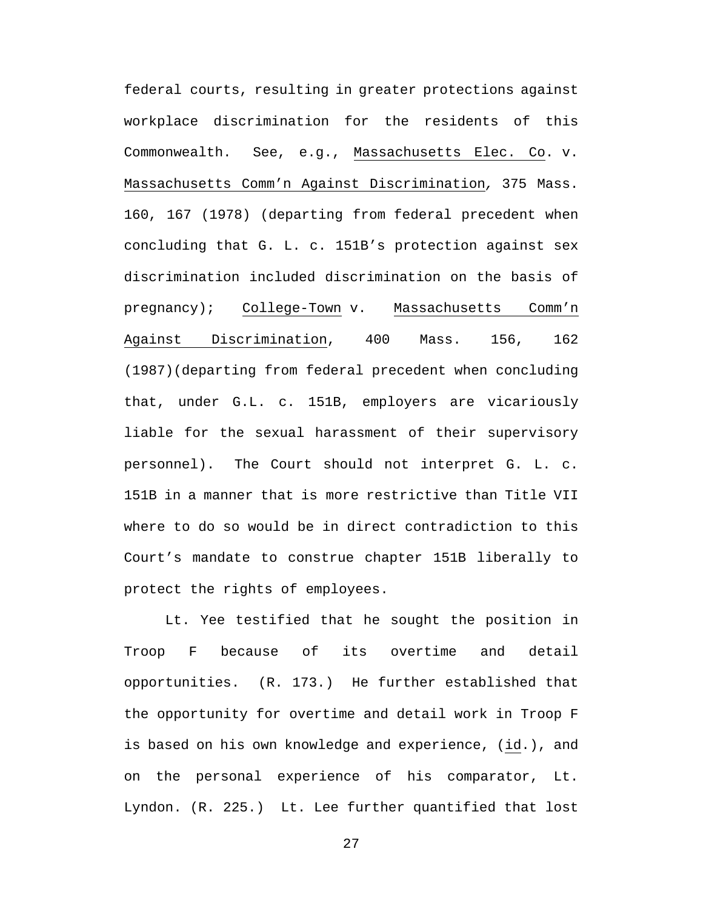federal courts, resulting in greater protections against workplace discrimination for the residents of this Commonwealth. See, e.g., Massachusetts Elec. Co. v. Massachusetts Comm'n Against Discrimination, 375 Mass. 160, 167 (1978) (departing from federal precedent when concluding that G. L. c. 151B's protection against sex discrimination included discrimination on the basis of pregnancy); College-Town v. Massachusetts Comm'n Against Discrimination, 400 Mass. 156, 162 (1987)(departing from federal precedent when concluding that, under G.L. c. 151B, employers are vicariously liable for the sexual harassment of their supervisory personnel). The Court should not interpret G. L. c. 151B in a manner that is more restrictive than Title VII where to do so would be in direct contradiction to this Court's mandate to construe chapter 151B liberally to protect the rights of employees.

Lt. Yee testified that he sought the position in Troop F because of its overtime and detail opportunities. (R. 173.) He further established that the opportunity for overtime and detail work in Troop F is based on his own knowledge and experience, (id.), and on the personal experience of his comparator, Lt. Lyndon. (R. 225.) Lt. Lee further quantified that lost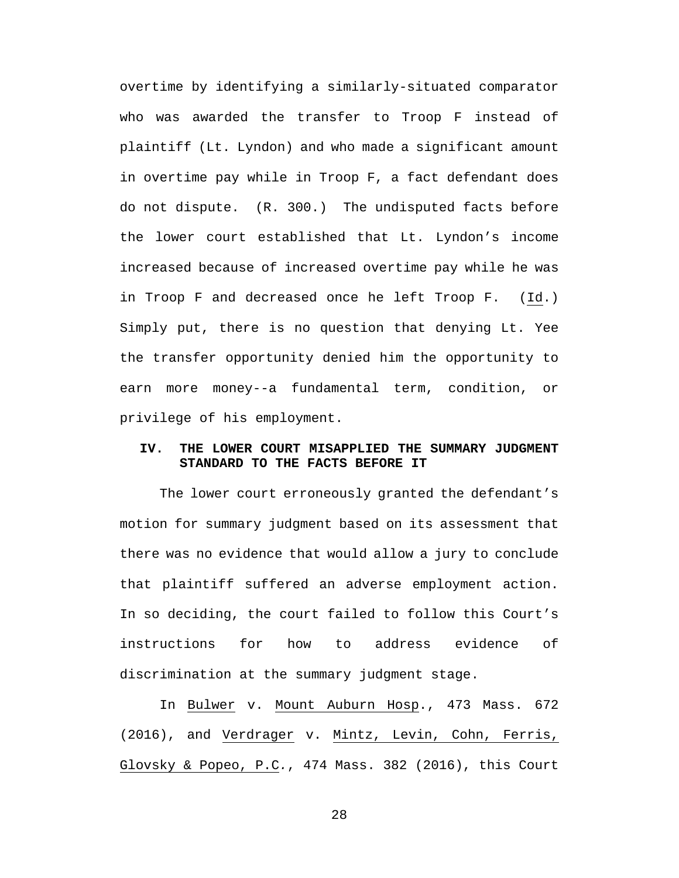overtime by identifying a similarly-situated comparator who was awarded the transfer to Troop F instead of plaintiff (Lt. Lyndon) and who made a significant amount in overtime pay while in Troop F, a fact defendant does do not dispute. (R. 300.) The undisputed facts before the lower court established that Lt. Lyndon's income increased because of increased overtime pay while he was in Troop F and decreased once he left Troop F. (Id.) Simply put, there is no question that denying Lt. Yee the transfer opportunity denied him the opportunity to earn more money--a fundamental term, condition, or privilege of his employment.

## IV. THE LOWER COURT MISAPPLIED THE SUMMARY JUDGMENT STANDARD TO THE FACTS BEFORE IT

The lower court erroneously granted the defendant's motion for summary judgment based on its assessment that there was no evidence that would allow a jury to conclude that plaintiff suffered an adverse employment action. In so deciding, the court failed to follow this Court's instructions for how to address evidence of discrimination at the summary judgment stage.

In Bulwer v. Mount Auburn Hosp., 473 Mass. 672 (2016), and Verdrager v. Mintz, Levin, Cohn, Ferris, Glovsky & Popeo, P.C., 474 Mass. 382 (2016), this Court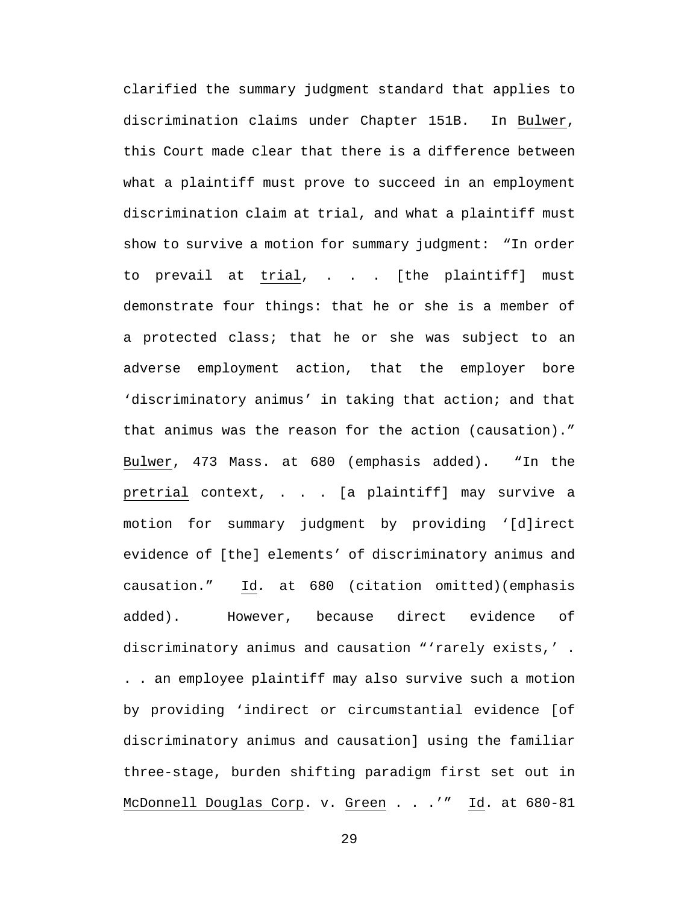clarified the summary judgment standard that applies to discrimination claims under Chapter 151B. In _Bulwer_, this Court made clear that there is a difference between what a plaintiff must prove to succeed in an employment discrimination claim at trial, and what a plaintiff must show to survive a motion for summary judgment: "In order to prevail at _trial_, . . . [the plaintiff] must demonstrate four things: that he or she is a member of a protected class; that he or she was subject to an adverse employment action, that the employer bore 'discriminatory animus' in taking that action; and that that animus was the reason for the action (causation)." _Bulwer_, 473 Mass. at 680 (emphasis added). "In the _pretrial_ context, . . . [a plaintiff] may survive a motion for summary judgment by providing '[d]irect evidence of [the] elements' of discriminatory animus and causation." _Id_. at 680 (citation omitted)(emphasis added). However, because direct evidence of discriminatory animus and causation "'rarely exists,' . . . an employee plaintiff may also survive such a motion by providing 'indirect or circumstantial evidence [of discriminatory animus and causation] using the familiar three-stage, burden shifting paradigm first set out in _McDonnell Douglas Corp_. v. _Green_ . . .'" _Id_. at 680-81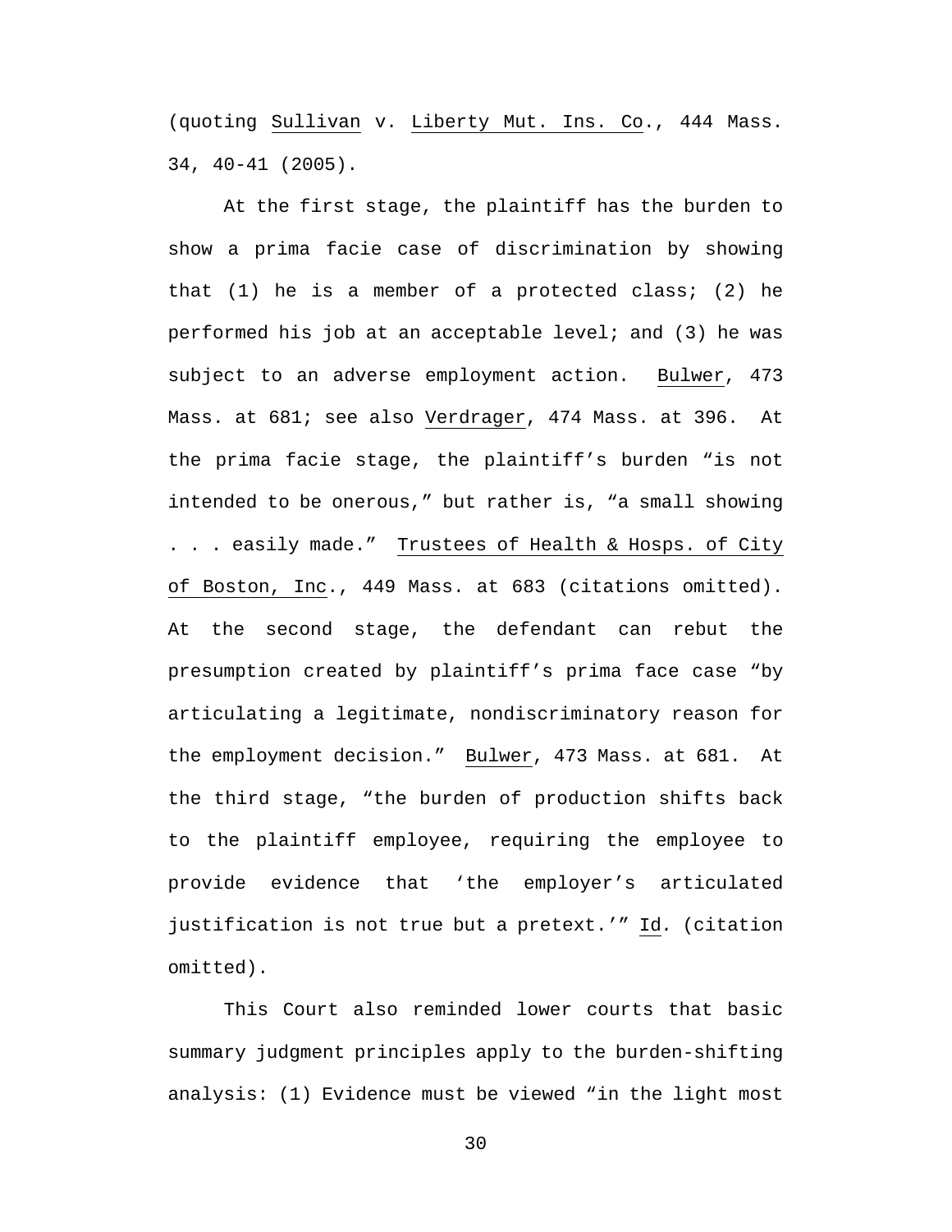(quoting Sullivan v. Liberty Mut. Ins. Co., 444 Mass. 34, 40-41 (2005).

At the first stage, the plaintiff has the burden to show a prima facie case of discrimination by showing that (1) he is a member of a protected class; (2) he performed his job at an acceptable level; and (3) he was subject to an adverse employment action. Bulwer, 473 Mass. at 681; see also Verdrager, 474 Mass. at 396. At the prima facie stage, the plaintiff's burden "is not intended to be onerous," but rather is, "a small showing . . . easily made." Trustees of Health & Hosps. of City of Boston, Inc., 449 Mass. at 683 (citations omitted). At the second stage, the defendant can rebut the presumption created by plaintiff's prima face case "by articulating a legitimate, nondiscriminatory reason for the employment decision." Bulwer, 473 Mass. at 681. At the third stage, "the burden of production shifts back to the plaintiff employee, requiring the employee to provide evidence that 'the employer's articulated justification is not true but a pretext.'" Id. (citation omitted).

This Court also reminded lower courts that basic summary judgment principles apply to the burden-shifting analysis: (1) Evidence must be viewed "in the light most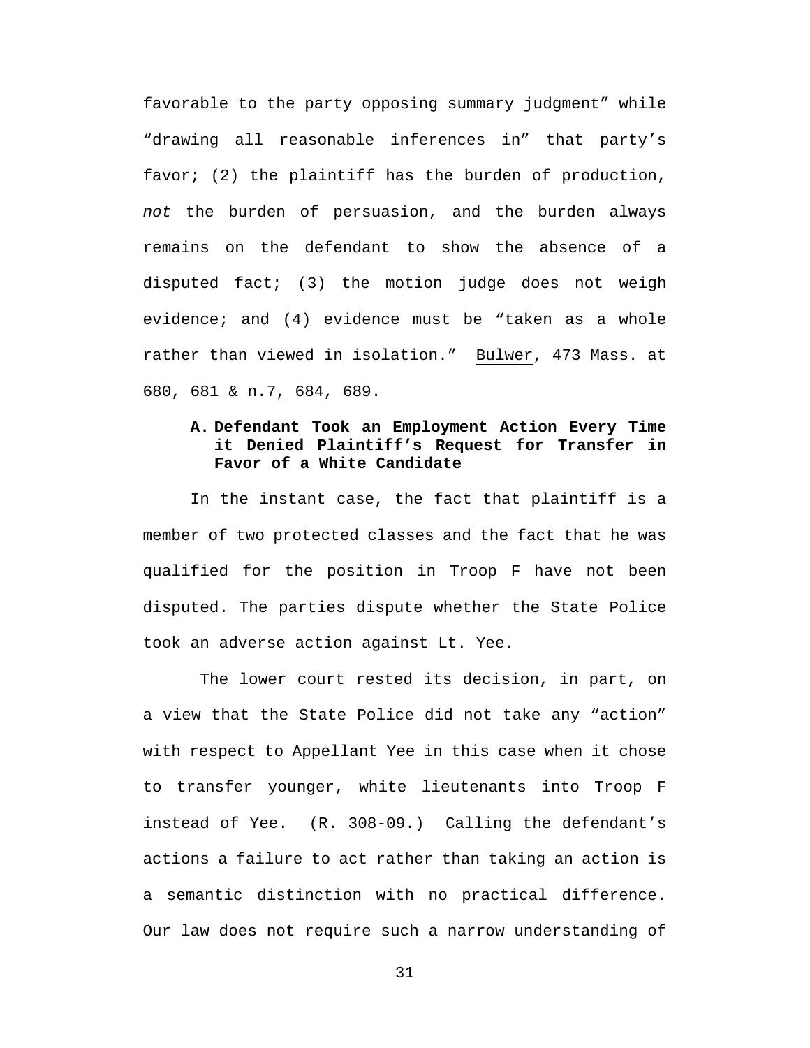favorable to the party opposing summary judgment" while "drawing all reasonable inferences in" that party's favor; (2) the plaintiff has the burden of production, *not* the burden of persuasion, and the burden always remains on the defendant to show the absence of a disputed fact; (3) the motion judge does not weigh evidence; and (4) evidence must be "taken as a whole rather than viewed in isolation." Bulwer, 473 Mass. at 680, 681 & n.7, 684, 689.

### A. Defendant Took an Employment Action Every Time it Denied Plaintiff's Request for Transfer in Favor of a White Candidate

In the instant case, the fact that plaintiff is a member of two protected classes and the fact that he was qualified for the position in Troop F have not been disputed. The parties dispute whether the State Police took an adverse action against Lt. Yee.

The lower court rested its decision, in part, on a view that the State Police did not take any "action" with respect to Appellant Yee in this case when it chose to transfer younger, white lieutenants into Troop F instead of Yee. (R. 308-09.) Calling the defendant's actions a failure to act rather than taking an action is a semantic distinction with no practical difference. Our law does not require such a narrow understanding of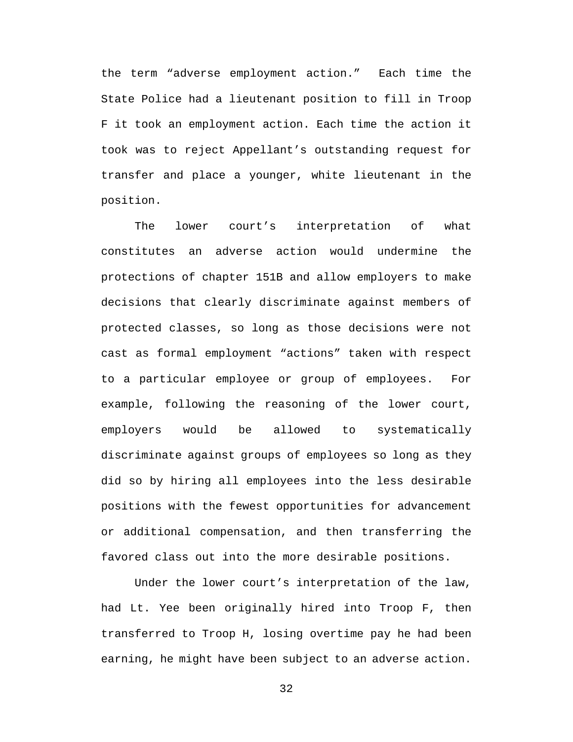the term "adverse employment action." Each time the State Police had a lieutenant position to fill in Troop F it took an employment action. Each time the action it took was to reject Appellant's outstanding request for transfer and place a younger, white lieutenant in the position.

The lower court's interpretation of what constitutes an adverse action would undermine the protections of chapter 151B and allow employers to make decisions that clearly discriminate against members of protected classes, so long as those decisions were not cast as formal employment "actions" taken with respect to a particular employee or group of employees. For example, following the reasoning of the lower court, employers would be allowed to systematically discriminate against groups of employees so long as they did so by hiring all employees into the less desirable positions with the fewest opportunities for advancement or additional compensation, and then transferring the favored class out into the more desirable positions.

Under the lower court's interpretation of the law, had Lt. Yee been originally hired into Troop F, then transferred to Troop H, losing overtime pay he had been earning, he might have been subject to an adverse action.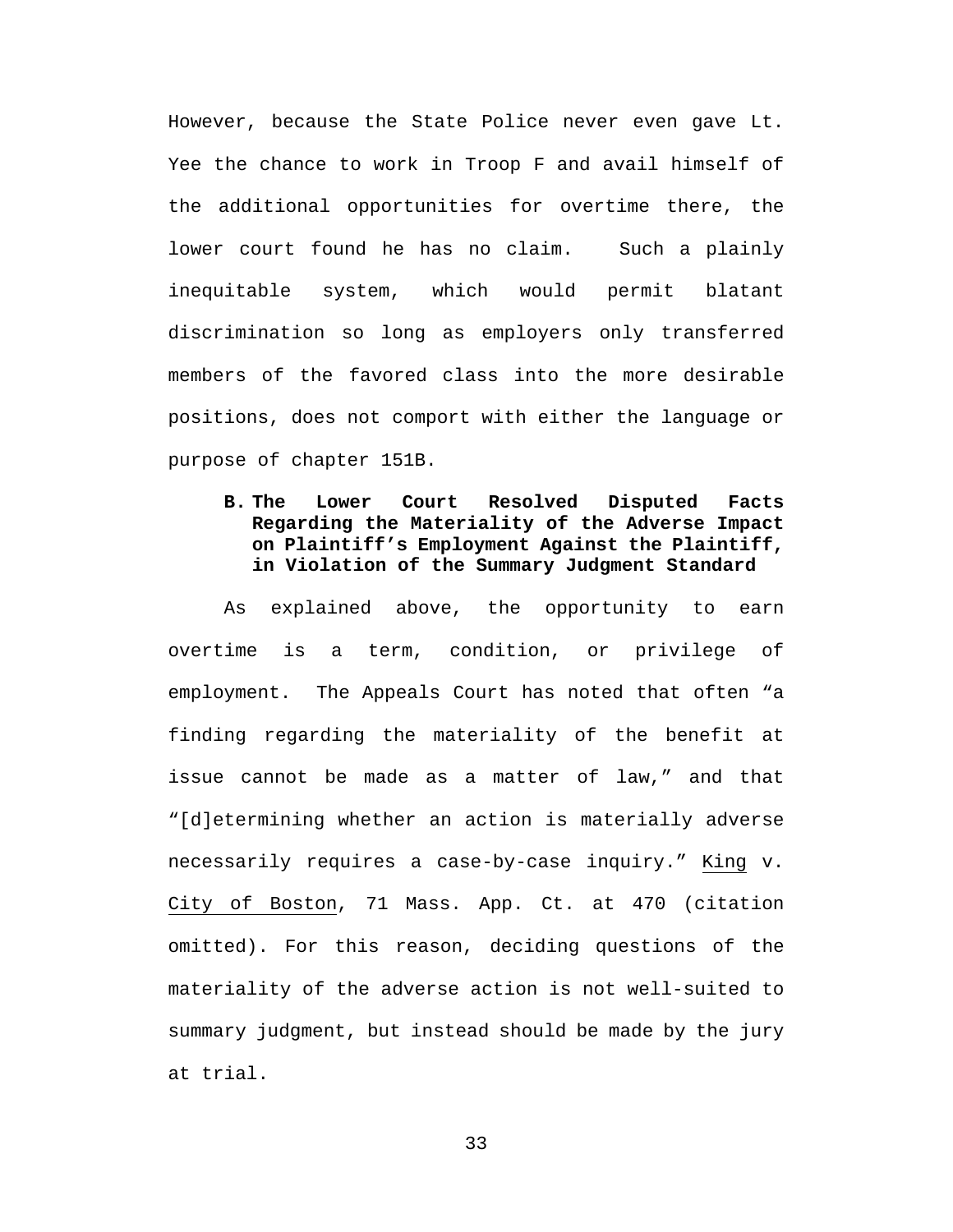However, because the State Police never even gave Lt. Yee the chance to work in Troop F and avail himself of the additional opportunities for overtime there, the lower court found he has no claim. Such a plainly inequitable system, which would permit blatant discrimination so long as employers only transferred members of the favored class into the more desirable positions, does not comport with either the language or purpose of chapter 151B.

### B. The Lower Court Resolved Disputed Facts Regarding the Materiality of the Adverse Impact on Plaintiff's Employment Against the Plaintiff, in Violation of the Summary Judgment Standard

As explained above, the opportunity to earn overtime is a term, condition, or privilege of employment. The Appeals Court has noted that often "a finding regarding the materiality of the benefit at issue cannot be made as a matter of law," and that "[d]etermining whether an action is materially adverse necessarily requires a case-by-case inquiry." King v. City of Boston, 71 Mass. App. Ct. at 470 (citation omitted). For this reason, deciding questions of the materiality of the adverse action is not well-suited to summary judgment, but instead should be made by the jury at trial.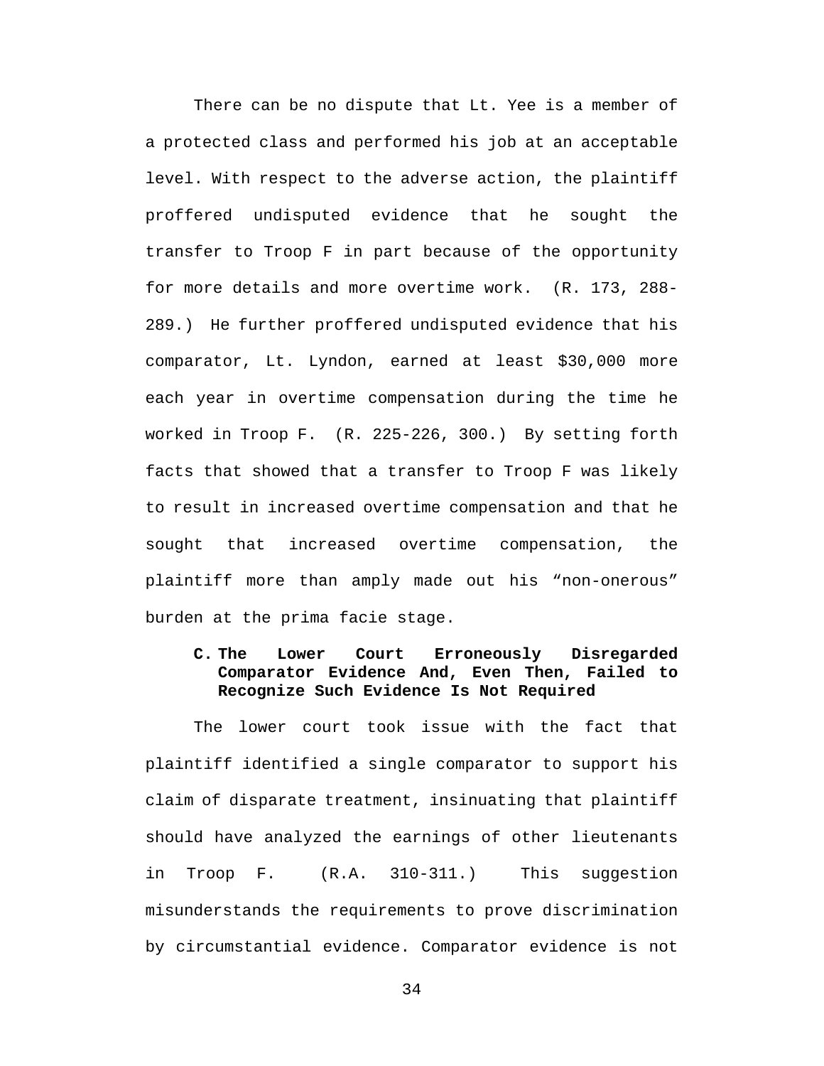There can be no dispute that Lt. Yee is a member of a protected class and performed his job at an acceptable level. With respect to the adverse action, the plaintiff proffered undisputed evidence that he sought the transfer to Troop F in part because of the opportunity for more details and more overtime work. (R. 173, 288-289.) He further proffered undisputed evidence that his comparator, Lt. Lyndon, earned at least $30,000 more each year in overtime compensation during the time he worked in Troop F. (R. 225-226, 300.) By setting forth facts that showed that a transfer to Troop F was likely to result in increased overtime compensation and that he sought that increased overtime compensation, the plaintiff more than amply made out his "non-onerous" burden at the prima facie stage.

### C. The Lower Court Erroneously Disregarded Comparator Evidence And, Even Then, Failed to Recognize Such Evidence Is Not Required

The lower court took issue with the fact that plaintiff identified a single comparator to support his claim of disparate treatment, insinuating that plaintiff should have analyzed the earnings of other lieutenants in Troop F. (R.A. 310-311.) This suggestion misunderstands the requirements to prove discrimination by circumstantial evidence. Comparator evidence is not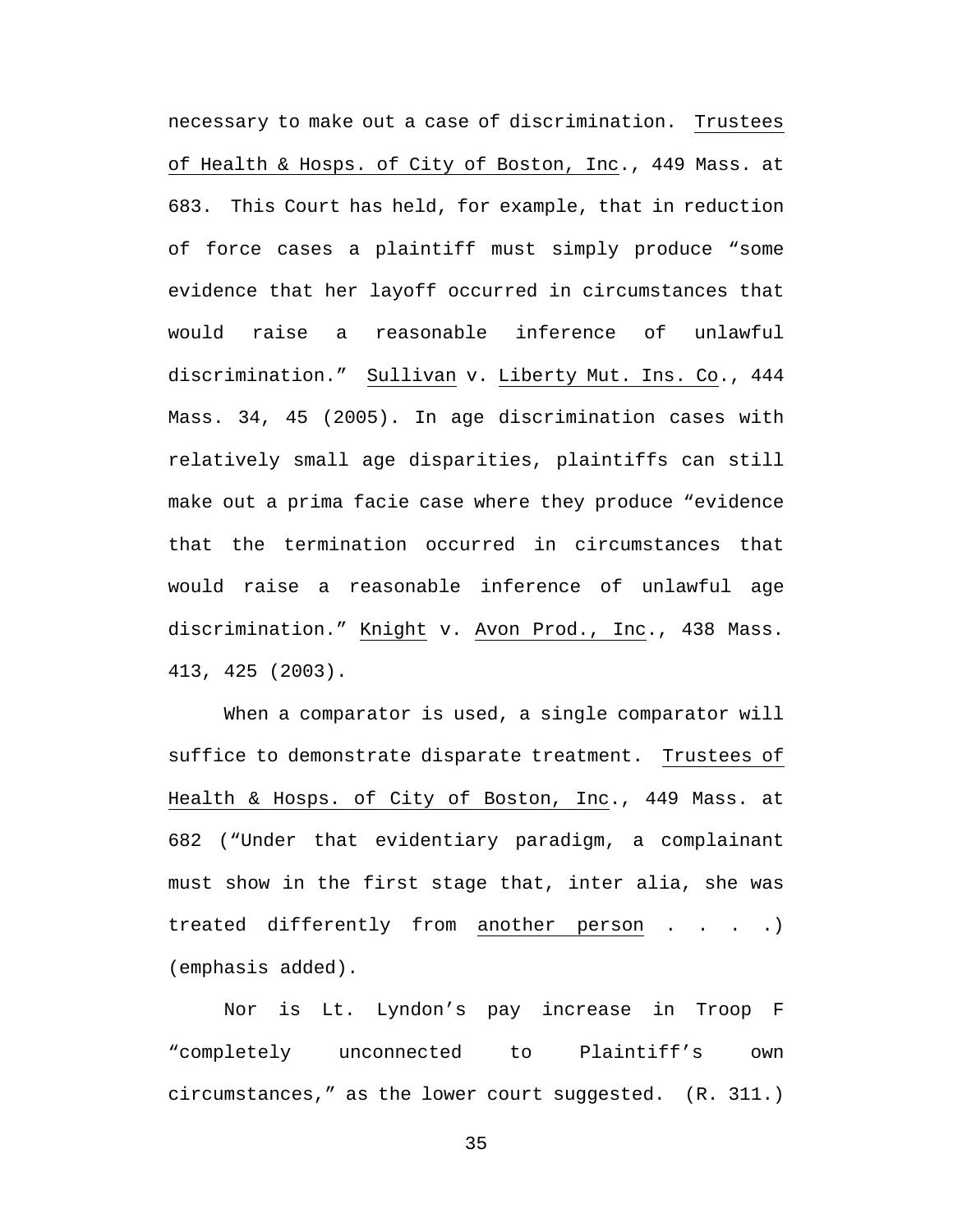necessary to make out a case of discrimination. Trustees of Health & Hosps. of City of Boston, Inc., 449 Mass. at 683. This Court has held, for example, that in reduction of force cases a plaintiff must simply produce "some evidence that her layoff occurred in circumstances that would raise a reasonable inference of unlawful discrimination." Sullivan v. Liberty Mut. Ins. Co., 444 Mass. 34, 45 (2005). In age discrimination cases with relatively small age disparities, plaintiffs can still make out a prima facie case where they produce "evidence that the termination occurred in circumstances that would raise a reasonable inference of unlawful age discrimination." Knight v. Avon Prod., Inc., 438 Mass. 413, 425 (2003).

When a comparator is used, a single comparator will suffice to demonstrate disparate treatment. Trustees of Health & Hosps. of City of Boston, Inc., 449 Mass. at 682 ("Under that evidentiary paradigm, a complainant must show in the first stage that, inter alia, she was treated differently from another person . . . .) (emphasis added).

Nor is Lt. Lyndon's pay increase in Troop F "completely unconnected to Plaintiff's own circumstances," as the lower court suggested. (R. 311.)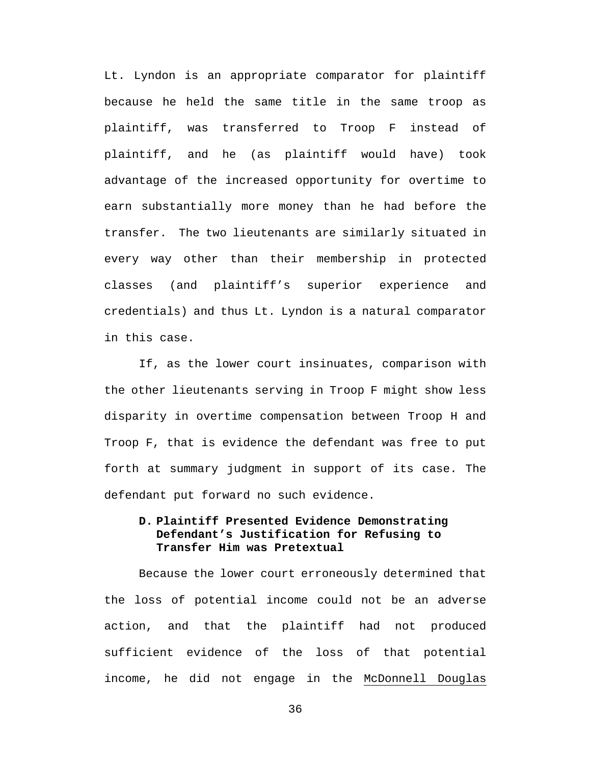Lt. Lyndon is an appropriate comparator for plaintiff because he held the same title in the same troop as plaintiff, was transferred to Troop F instead of plaintiff, and he (as plaintiff would have) took advantage of the increased opportunity for overtime to earn substantially more money than he had before the transfer. The two lieutenants are similarly situated in every way other than their membership in protected classes (and plaintiff's superior experience and credentials) and thus Lt. Lyndon is a natural comparator in this case.

If, as the lower court insinuates, comparison with the other lieutenants serving in Troop F might show less disparity in overtime compensation between Troop H and Troop F, that is evidence the defendant was free to put forth at summary judgment in support of its case. The defendant put forward no such evidence.

### D. Plaintiff Presented Evidence Demonstrating Defendant's Justification for Refusing to Transfer Him was Pretextual

Because the lower court erroneously determined that the loss of potential income could not be an adverse action, and that the plaintiff had not produced sufficient evidence of the loss of that potential income, he did not engage in the McDonnell Douglas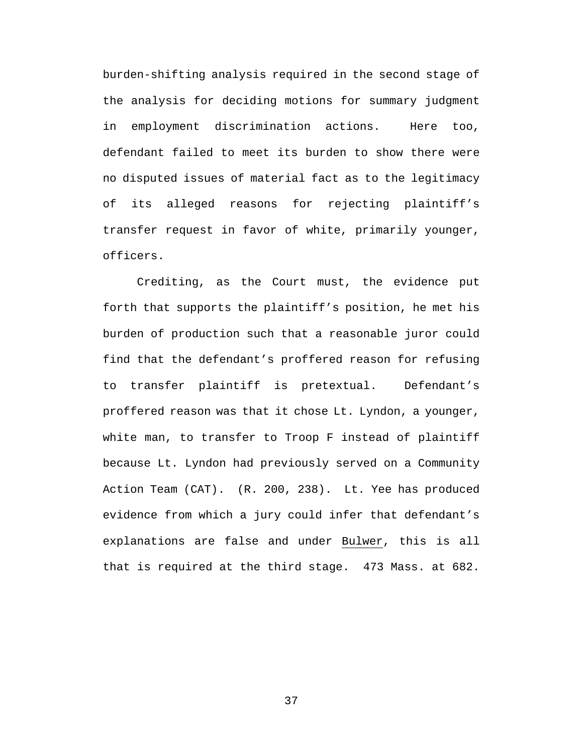burden-shifting analysis required in the second stage of the analysis for deciding motions for summary judgment in employment discrimination actions. Here too, defendant failed to meet its burden to show there were no disputed issues of material fact as to the legitimacy of its alleged reasons for rejecting plaintiff's transfer request in favor of white, primarily younger, officers.

Crediting, as the Court must, the evidence put forth that supports the plaintiff's position, he met his burden of production such that a reasonable juror could find that the defendant's proffered reason for refusing to transfer plaintiff is pretextual. Defendant's proffered reason was that it chose Lt. Lyndon, a younger, white man, to transfer to Troop F instead of plaintiff because Lt. Lyndon had previously served on a Community Action Team (CAT). (R. 200, 238). Lt. Yee has produced evidence from which a jury could infer that defendant's explanations are false and under Bulwer, this is all that is required at the third stage. 473 Mass. at 682.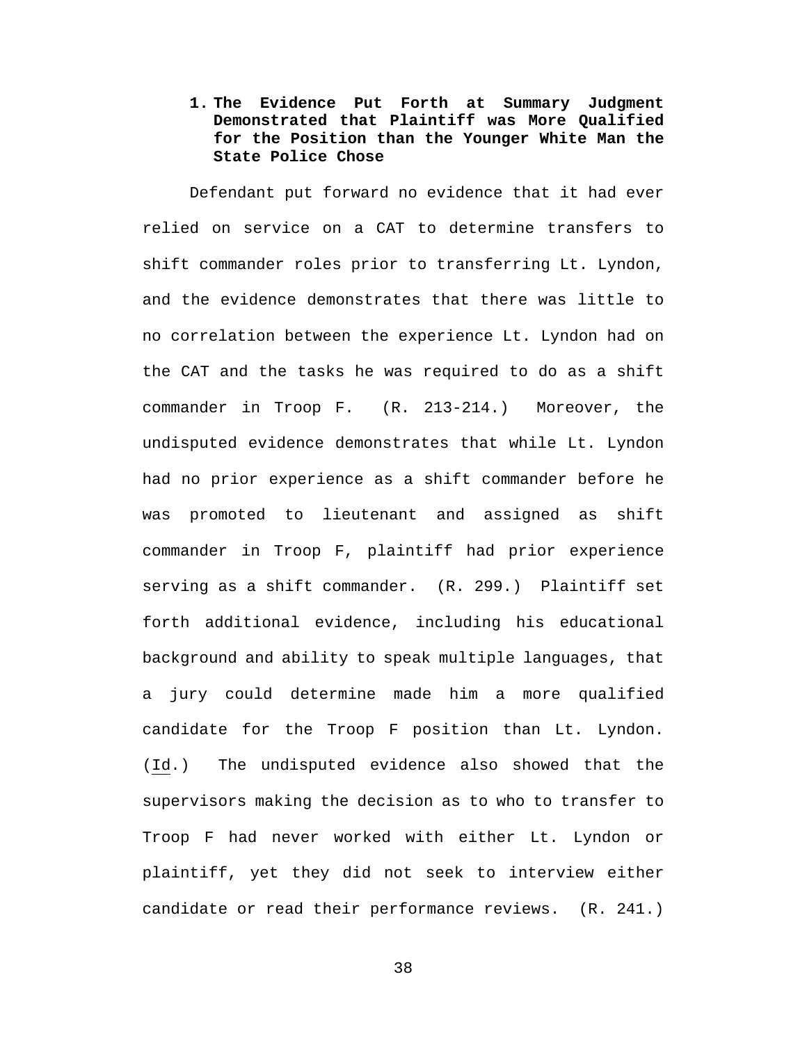1. **The Evidence Put Forth at Summary Judgment Demonstrated that Plaintiff was More Qualified for the Position than the Younger White Man the State Police Chose**

Defendant put forward no evidence that it had ever relied on service on a CAT to determine transfers to shift commander roles prior to transferring Lt. Lyndon, and the evidence demonstrates that there was little to no correlation between the experience Lt. Lyndon had on the CAT and the tasks he was required to do as a shift commander in Troop F. (R. 213-214.) Moreover, the undisputed evidence demonstrates that while Lt. Lyndon had no prior experience as a shift commander before he was promoted to lieutenant and assigned as shift commander in Troop F, plaintiff had prior experience serving as a shift commander. (R. 299.) Plaintiff set forth additional evidence, including his educational background and ability to speak multiple languages, that a jury could determine made him a more qualified candidate for the Troop F position than Lt. Lyndon. (Id.) The undisputed evidence also showed that the supervisors making the decision as to who to transfer to Troop F had never worked with either Lt. Lyndon or plaintiff, yet they did not seek to interview either candidate or read their performance reviews. (R. 241.)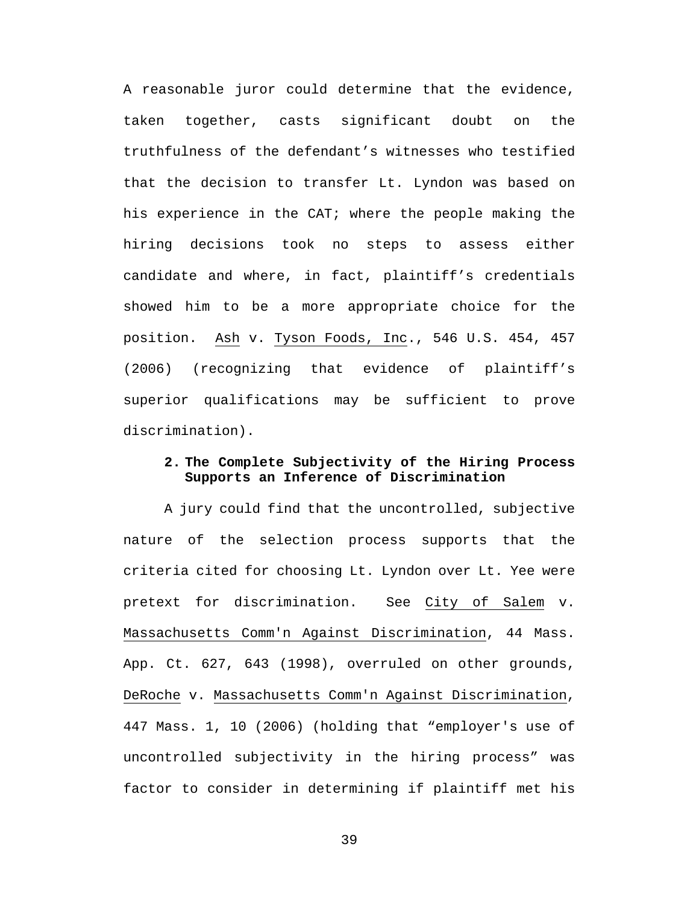A reasonable juror could determine that the evidence, taken together, casts significant doubt on the truthfulness of the defendant’s witnesses who testified that the decision to transfer Lt. Lyndon was based on his experience in the CAT; where the people making the hiring decisions took no steps to assess either candidate and where, in fact, plaintiff’s credentials showed him to be a more appropriate choice for the position. Ash v. Tyson Foods, Inc., 546 U.S. 454, 457 (2006) (recognizing that evidence of plaintiff’s superior qualifications may be sufficient to prove discrimination).

**2. The Complete Subjectivity of the Hiring Process Supports an Inference of Discrimination**

A jury could find that the uncontrolled, subjective nature of the selection process supports that the criteria cited for choosing Lt. Lyndon over Lt. Yee were pretext for discrimination. See City of Salem v. Massachusetts Comm'n Against Discrimination, 44 Mass. App. Ct. 627, 643 (1998), overruled on other grounds, DeRoche v. Massachusetts Comm'n Against Discrimination, 447 Mass. 1, 10 (2006) (holding that “employer's use of uncontrolled subjectivity in the hiring process” was factor to consider in determining if plaintiff met his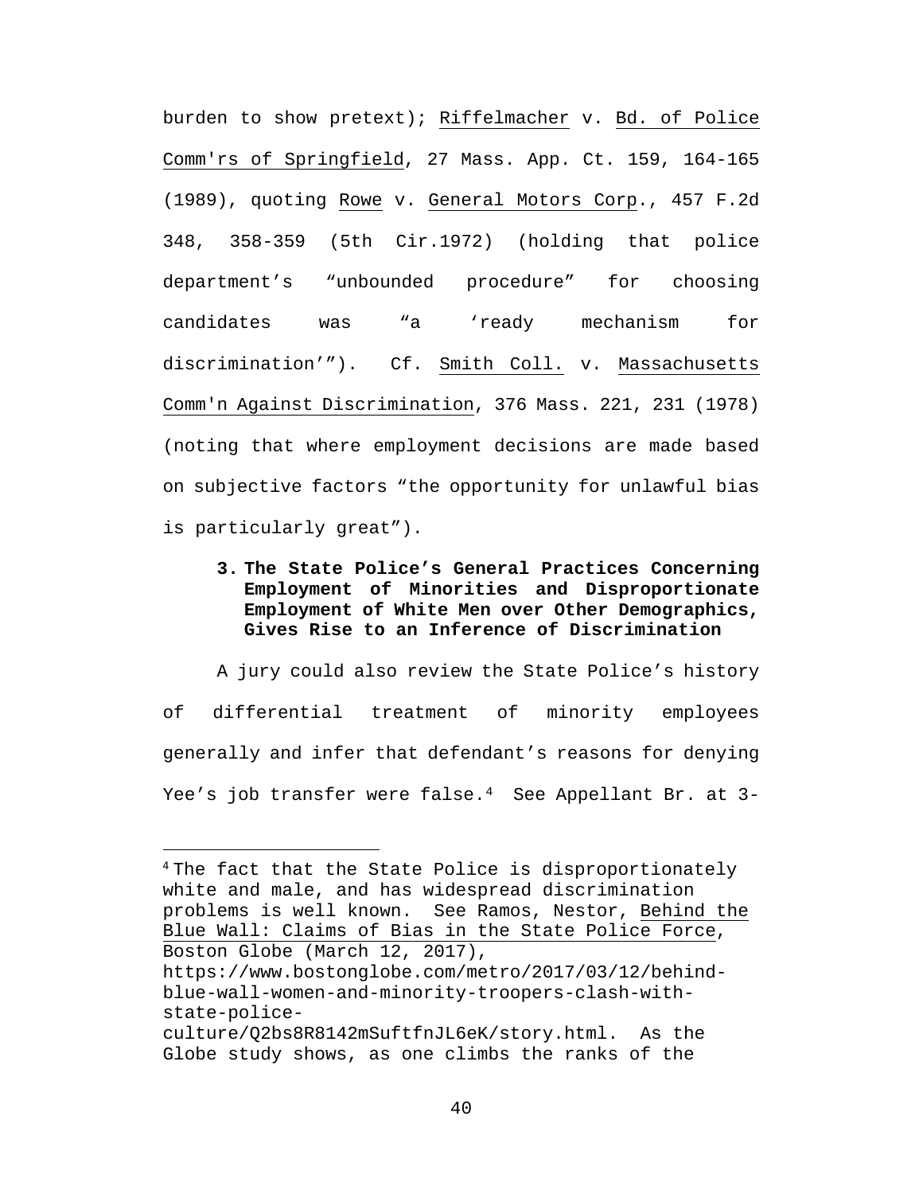burden to show pretext); Riffelmacher v. Bd. of Police Comm'rs of Springfield, 27 Mass. App. Ct. 159, 164-165 (1989), quoting Rowe v. General Motors Corp., 457 F.2d 348, 358-359 (5th Cir.1972) (holding that police department's "unbounded procedure" for choosing candidates was "a 'ready mechanism for discrimination'"). Cf. Smith Coll. v. Massachusetts Comm'n Against Discrimination, 376 Mass. 221, 231 (1978) (noting that where employment decisions are made based on subjective factors "the opportunity for unlawful bias is particularly great").

**3. The State Police's General Practices Concerning Employment of Minorities and Disproportionate Employment of White Men over Other Demographics, Gives Rise to an Inference of Discrimination**

A jury could also review the State Police's history of differential treatment of minority employees generally and infer that defendant's reasons for denying Yee's job transfer were false.[4] See Appellant Br. at 3-

---

[4] The fact that the State Police is disproportionately white and male, and has widespread discrimination problems is well known. See Ramos, Nestor, Behind the Blue Wall: Claims of Bias in the State Police Force, Boston Globe (March 12, 2017), https://www.bostonglobe.com/metro/2017/03/12/behind-blue-wall-women-and-minority-troopers-clash-with-state-police-culture/Q2bs8R8142mSuftfnJL6eK/story.html. As the Globe study shows, as one climbs the ranks of the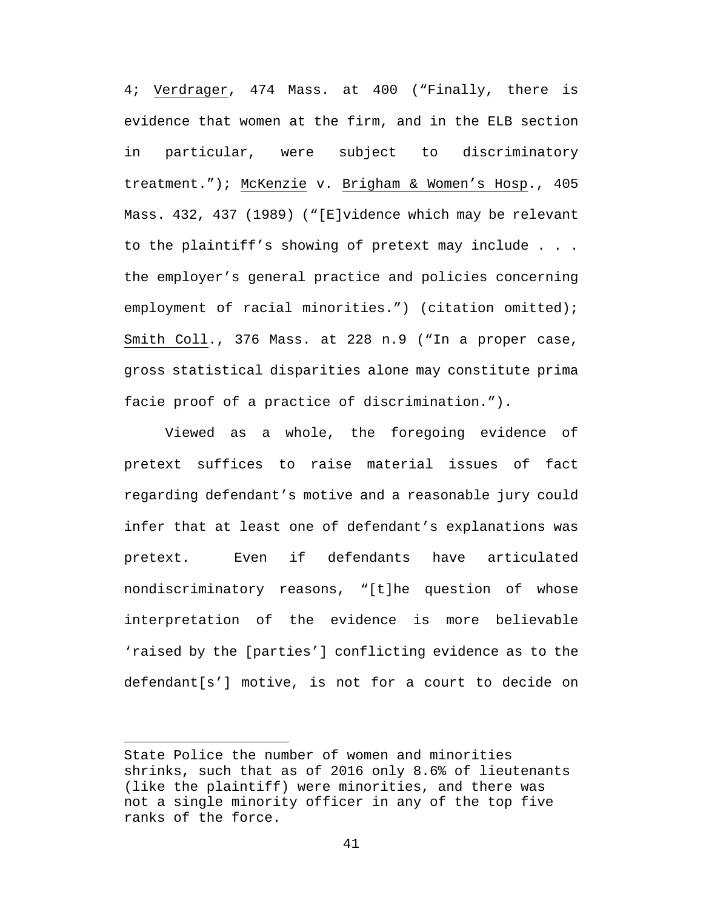4; Verdrager, 474 Mass. at 400 ("Finally, there is evidence that women at the firm, and in the ELB section in particular, were subject to discriminatory treatment."); McKenzie v. Brigham & Women's Hosp., 405 Mass. 432, 437 (1989) ("[E]vidence which may be relevant to the plaintiff's showing of pretext may include . . . the employer's general practice and policies concerning employment of racial minorities.") (citation omitted); Smith Coll., 376 Mass. at 228 n.9 ("In a proper case, gross statistical disparities alone may constitute prima facie proof of a practice of discrimination.").

Viewed as a whole, the foregoing evidence of pretext suffices to raise material issues of fact regarding defendant's motive and a reasonable jury could infer that at least one of defendant's explanations was pretext. Even if defendants have articulated nondiscriminatory reasons, "[t]he question of whose interpretation of the evidence is more believable 'raised by the [parties'] conflicting evidence as to the defendant[s'] motive, is not for a court to decide on

---

State Police the number of women and minorities shrinks, such that as of 2016 only 8.6% of lieutenants (like the plaintiff) were minorities, and there was not a single minority officer in any of the top five ranks of the force.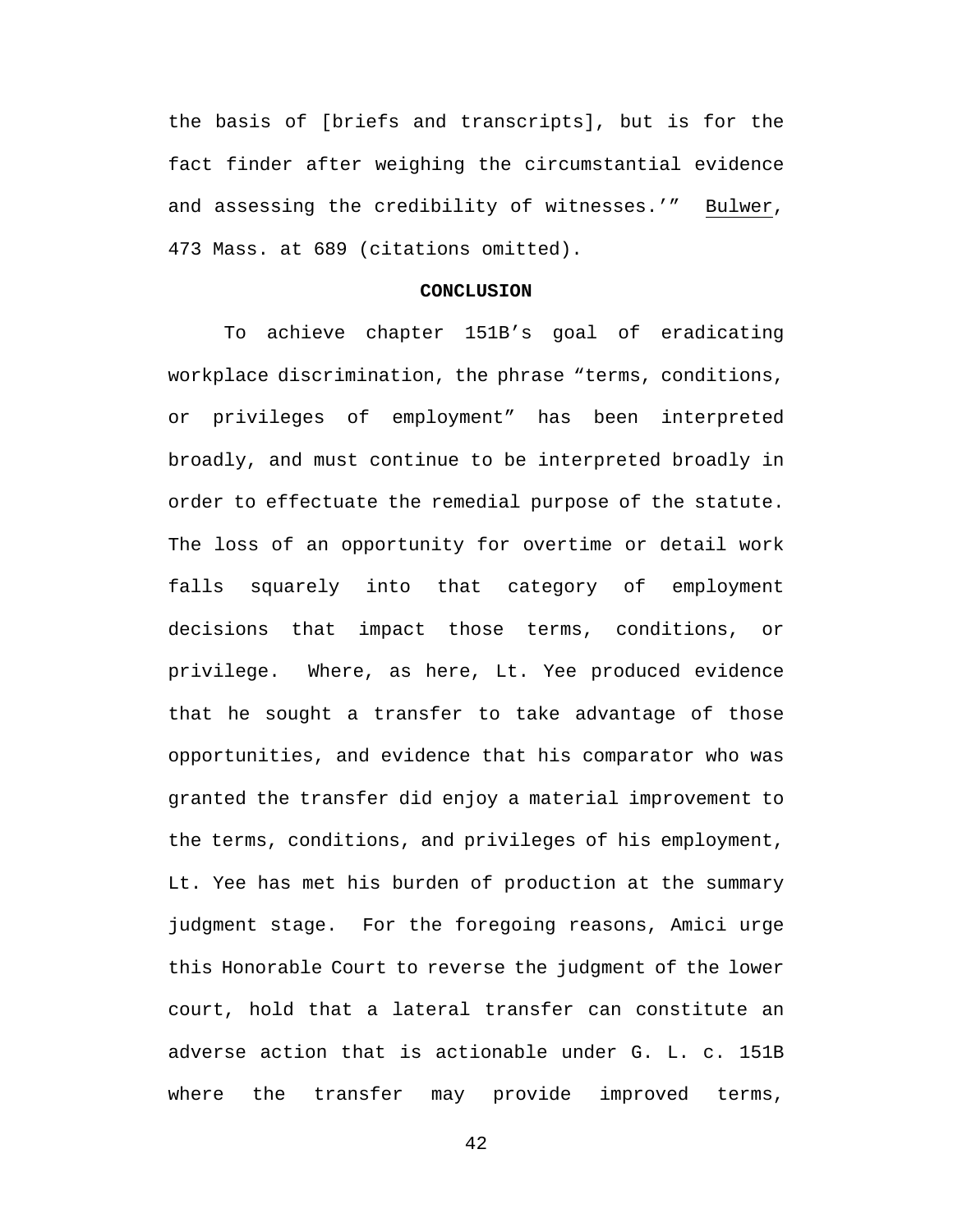the basis of [briefs and transcripts], but is for the fact finder after weighing the circumstantial evidence and assessing the credibility of witnesses.'" Bulwer, 473 Mass. at 689 (citations omitted).

## CONCLUSION

To achieve chapter 151B's goal of eradicating workplace discrimination, the phrase "terms, conditions, or privileges of employment" has been interpreted broadly, and must continue to be interpreted broadly in order to effectuate the remedial purpose of the statute. The loss of an opportunity for overtime or detail work falls squarely into that category of employment decisions that impact those terms, conditions, or privilege. Where, as here, Lt. Yee produced evidence that he sought a transfer to take advantage of those opportunities, and evidence that his comparator who was granted the transfer did enjoy a material improvement to the terms, conditions, and privileges of his employment, Lt. Yee has met his burden of production at the summary judgment stage. For the foregoing reasons, Amici urge this Honorable Court to reverse the judgment of the lower court, hold that a lateral transfer can constitute an adverse action that is actionable under G. L. c. 151B where the transfer may provide improved terms,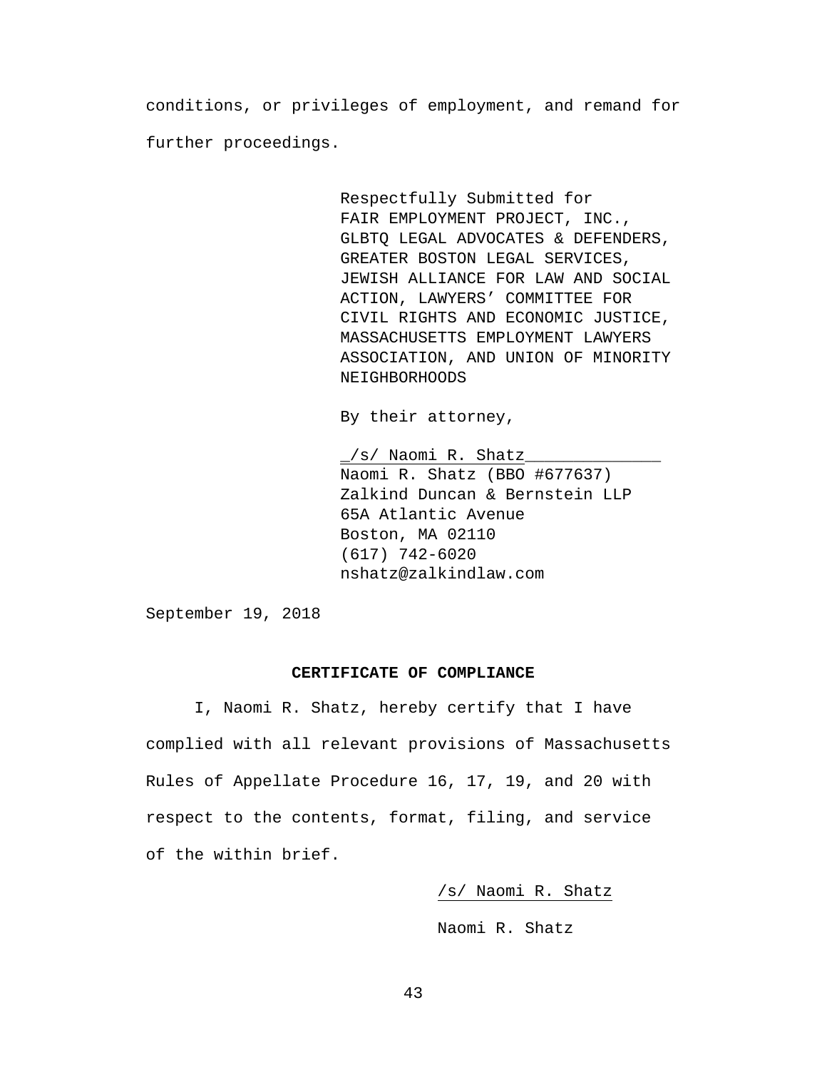conditions, or privileges of employment, and remand for further proceedings.

Respectfully Submitted for
FAIR EMPLOYMENT PROJECT, INC.,
GLBTQ LEGAL ADVOCATES & DEFENDERS,
GREATER BOSTON LEGAL SERVICES,
JEWISH ALLIANCE FOR LAW AND SOCIAL ACTION, LAWYERS' COMMITTEE FOR CIVIL RIGHTS AND ECONOMIC JUSTICE,
MASSACHUSETTS EMPLOYMENT LAWYERS ASSOCIATION, AND UNION OF MINORITY NEIGHBORHOODS

By their attorney,

/s/ Naomi R. Shatz
Naomi R. Shatz (BBO #677637)
Zalkind Duncan & Bernstein LLP
65A Atlantic Avenue
Boston, MA 02110
(617) 742-6020
nshatz@zalkindlaw.com

September 19, 2018

## CERTIFICATE OF COMPLIANCE

I, Naomi R. Shatz, hereby certify that I have complied with all relevant provisions of Massachusetts Rules of Appellate Procedure 16, 17, 19, and 20 with respect to the contents, format, filing, and service of the within brief.

/s/ Naomi R. Shatz

Naomi R. Shatz